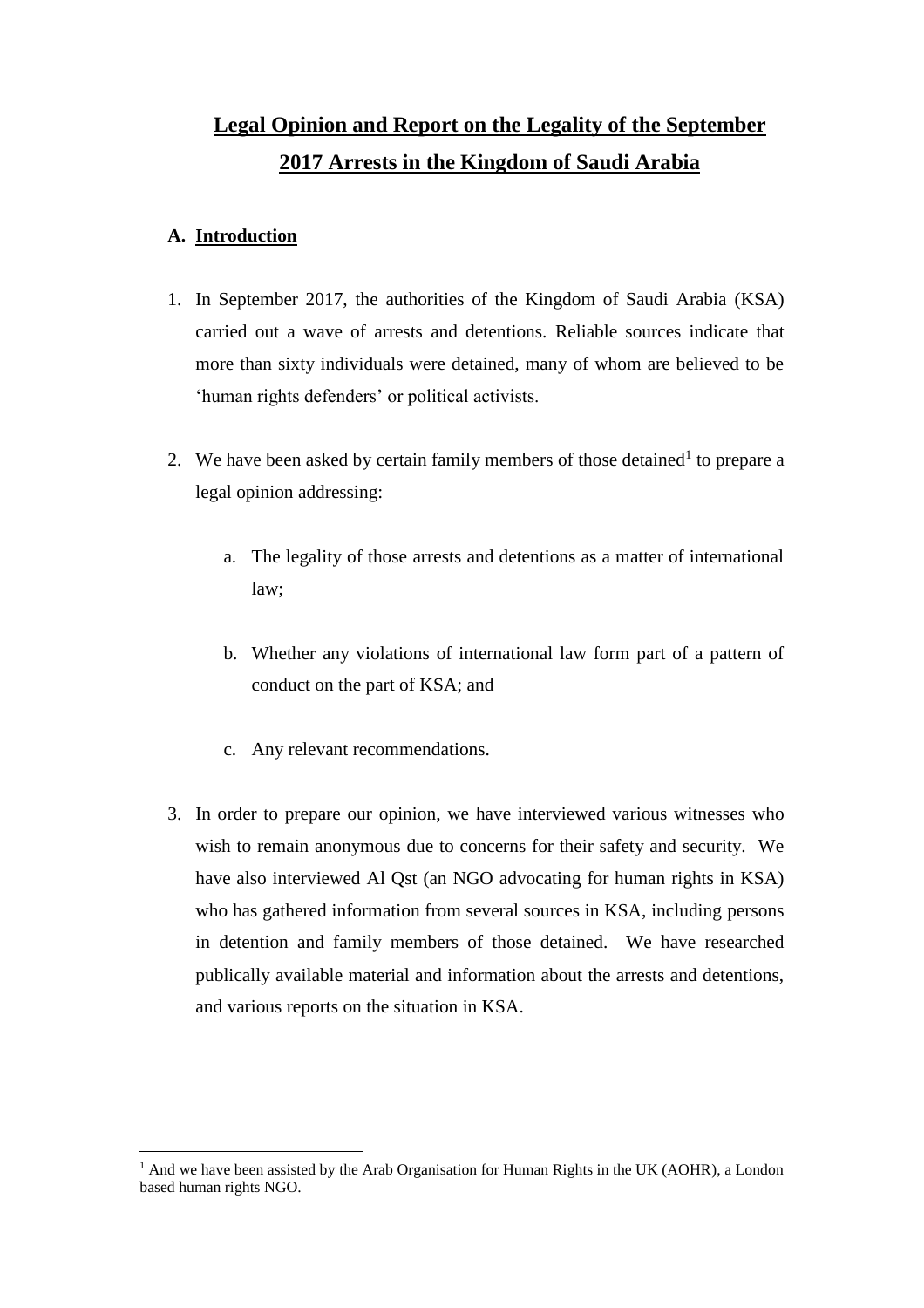# Legal Opinion and Report on the Legality of the September 2017 Arrests in the Kingdom of Saudi Arabia

## A. Introduction

1. In September 2017, the authorities of the Kingdom of Saudi Arabia (KSA) carried out a wave of arrests and detentions. Reliable sources indicate that more than sixty individuals were detained, many of whom are believed to be 'human rights defenders' or political activists.

2. We have been asked by certain family members of those detained[1] to prepare a legal opinion addressing:

   a. The legality of those arrests and detentions as a matter of international law;

   b. Whether any violations of international law form part of a pattern of conduct on the part of KSA; and

   c. Any relevant recommendations.

3. In order to prepare our opinion, we have interviewed various witnesses who wish to remain anonymous due to concerns for their safety and security. We have also interviewed Al Qst (an NGO advocating for human rights in KSA) who has gathered information from several sources in KSA, including persons in detention and family members of those detained. We have researched publically available material and information about the arrests and detentions, and various reports on the situation in KSA.

---

[1] And we have been assisted by the Arab Organisation for Human Rights in the UK (AOHR), a London based human rights NGO.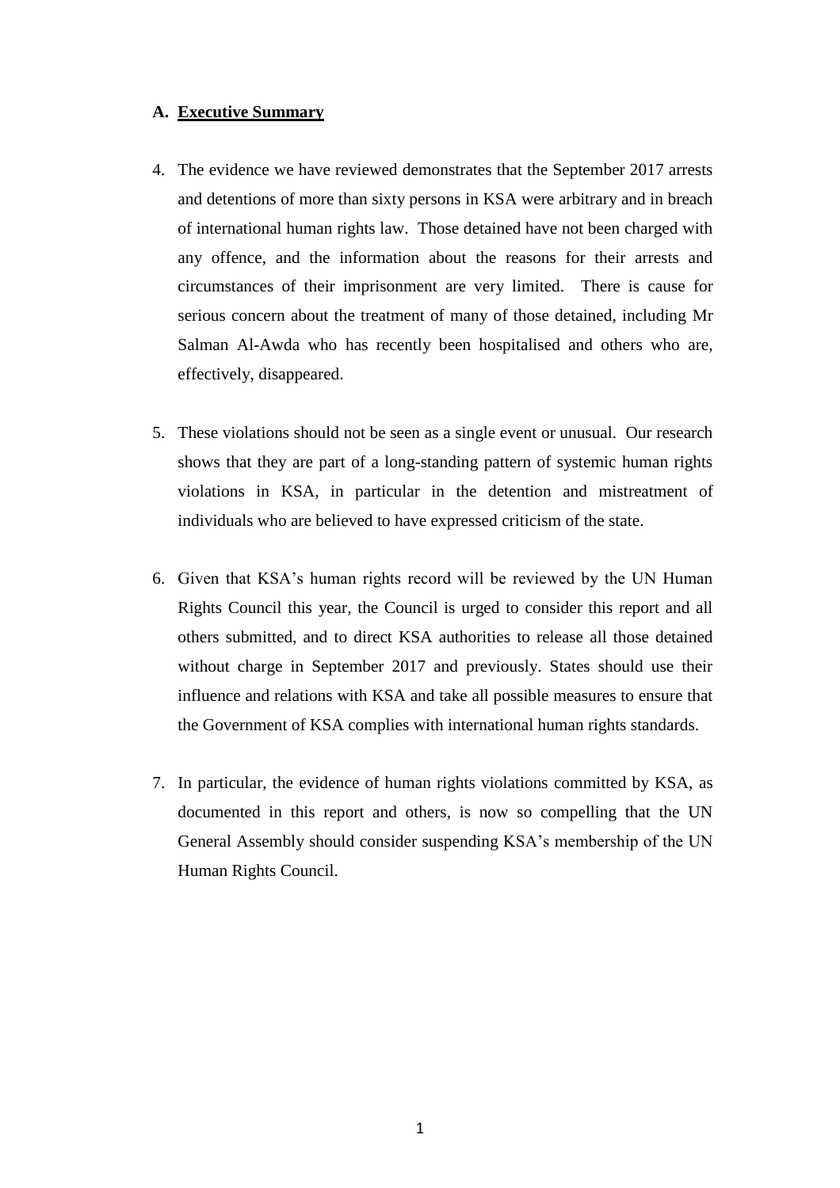## A. Executive Summary

4. The evidence we have reviewed demonstrates that the September 2017 arrests and detentions of more than sixty persons in KSA were arbitrary and in breach of international human rights law. Those detained have not been charged with any offence, and the information about the reasons for their arrests and circumstances of their imprisonment are very limited. There is cause for serious concern about the treatment of many of those detained, including Mr Salman Al-Awda who has recently been hospitalised and others who are, effectively, disappeared.

5. These violations should not be seen as a single event or unusual. Our research shows that they are part of a long-standing pattern of systemic human rights violations in KSA, in particular in the detention and mistreatment of individuals who are believed to have expressed criticism of the state.

6. Given that KSA's human rights record will be reviewed by the UN Human Rights Council this year, the Council is urged to consider this report and all others submitted, and to direct KSA authorities to release all those detained without charge in September 2017 and previously. States should use their influence and relations with KSA and take all possible measures to ensure that the Government of KSA complies with international human rights standards.

7. In particular, the evidence of human rights violations committed by KSA, as documented in this report and others, is now so compelling that the UN General Assembly should consider suspending KSA's membership of the UN Human Rights Council.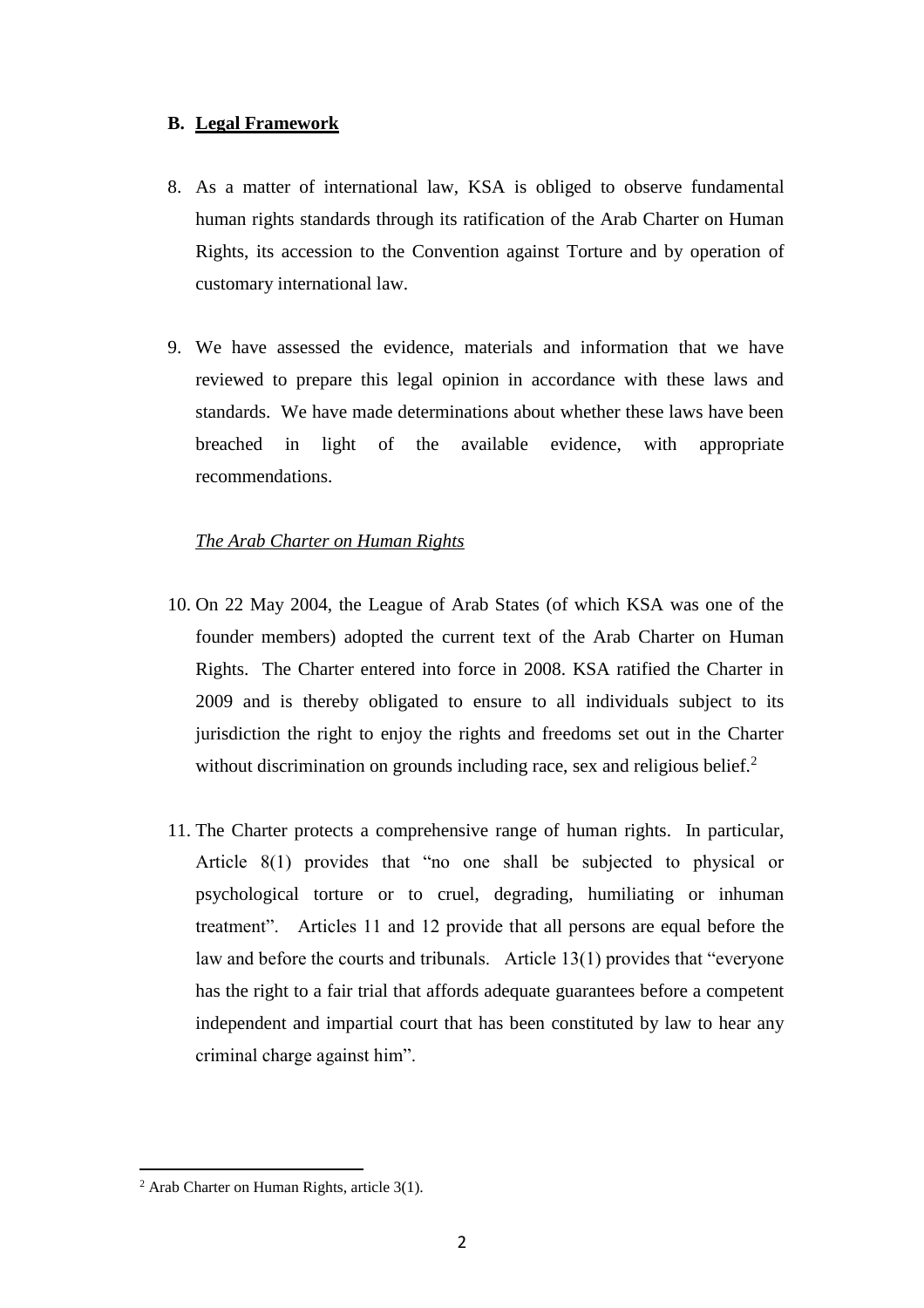## B. Legal Framework

8. As a matter of international law, KSA is obliged to observe fundamental human rights standards through its ratification of the Arab Charter on Human Rights, its accession to the Convention against Torture and by operation of customary international law.

9. We have assessed the evidence, materials and information that we have reviewed to prepare this legal opinion in accordance with these laws and standards. We have made determinations about whether these laws have been breached in light of the available evidence, with appropriate recommendations.

*The Arab Charter on Human Rights*

10. On 22 May 2004, the League of Arab States (of which KSA was one of the founder members) adopted the current text of the Arab Charter on Human Rights. The Charter entered into force in 2008. KSA ratified the Charter in 2009 and is thereby obligated to ensure to all individuals subject to its jurisdiction the right to enjoy the rights and freedoms set out in the Charter without discrimination on grounds including race, sex and religious belief.[2]

11. The Charter protects a comprehensive range of human rights. In particular, Article 8(1) provides that "no one shall be subjected to physical or psychological torture or to cruel, degrading, humiliating or inhuman treatment". Articles 11 and 12 provide that all persons are equal before the law and before the courts and tribunals. Article 13(1) provides that "everyone has the right to a fair trial that affords adequate guarantees before a competent independent and impartial court that has been constituted by law to hear any criminal charge against him".

[2] Arab Charter on Human Rights, article 3(1).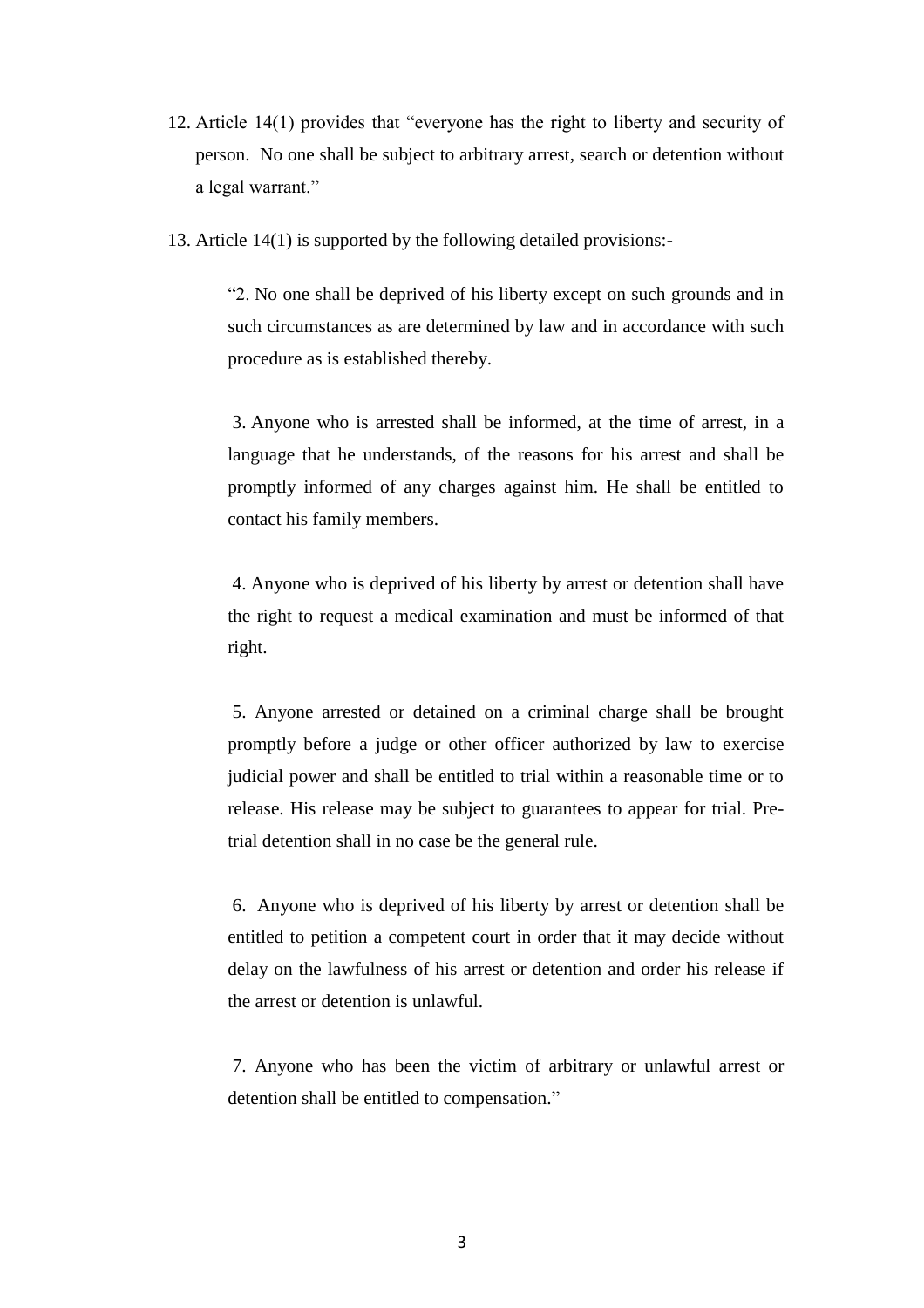12. Article 14(1) provides that "everyone has the right to liberty and security of person. No one shall be subject to arbitrary arrest, search or detention without a legal warrant."

13. Article 14(1) is supported by the following detailed provisions:-

> "2. No one shall be deprived of his liberty except on such grounds and in such circumstances as are determined by law and in accordance with such procedure as is established thereby.
>
> 3. Anyone who is arrested shall be informed, at the time of arrest, in a language that he understands, of the reasons for his arrest and shall be promptly informed of any charges against him. He shall be entitled to contact his family members.
>
> 4. Anyone who is deprived of his liberty by arrest or detention shall have the right to request a medical examination and must be informed of that right.
>
> 5. Anyone arrested or detained on a criminal charge shall be brought promptly before a judge or other officer authorized by law to exercise judicial power and shall be entitled to trial within a reasonable time or to release. His release may be subject to guarantees to appear for trial. Pre-trial detention shall in no case be the general rule.
>
> 6. Anyone who is deprived of his liberty by arrest or detention shall be entitled to petition a competent court in order that it may decide without delay on the lawfulness of his arrest or detention and order his release if the arrest or detention is unlawful.
>
> 7. Anyone who has been the victim of arbitrary or unlawful arrest or detention shall be entitled to compensation."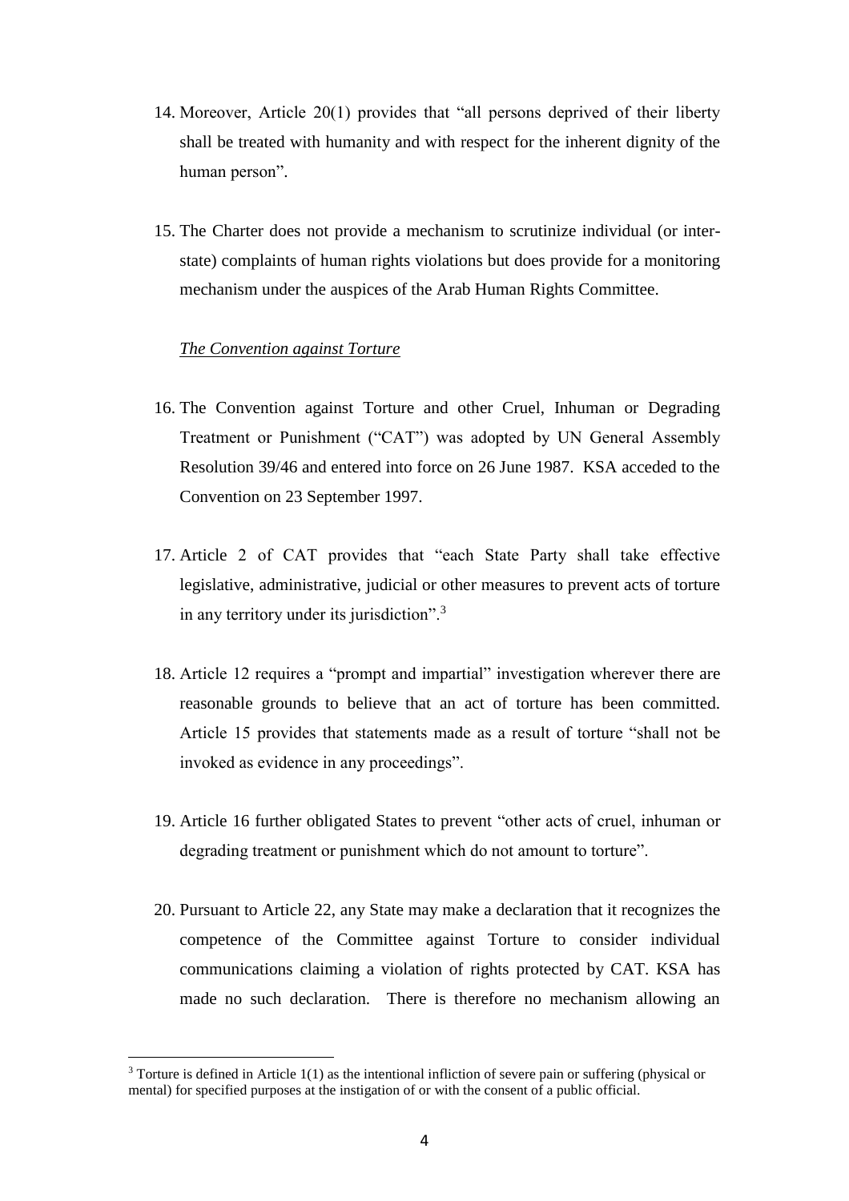14. Moreover, Article 20(1) provides that "all persons deprived of their liberty shall be treated with humanity and with respect for the inherent dignity of the human person".

15. The Charter does not provide a mechanism to scrutinize individual (or inter-state) complaints of human rights violations but does provide for a monitoring mechanism under the auspices of the Arab Human Rights Committee.

*The Convention against Torture*

16. The Convention against Torture and other Cruel, Inhuman or Degrading Treatment or Punishment ("CAT") was adopted by UN General Assembly Resolution 39/46 and entered into force on 26 June 1987. KSA acceded to the Convention on 23 September 1997.

17. Article 2 of CAT provides that "each State Party shall take effective legislative, administrative, judicial or other measures to prevent acts of torture in any territory under its jurisdiction".[3]

18. Article 12 requires a "prompt and impartial" investigation wherever there are reasonable grounds to believe that an act of torture has been committed. Article 15 provides that statements made as a result of torture "shall not be invoked as evidence in any proceedings".

19. Article 16 further obligated States to prevent "other acts of cruel, inhuman or degrading treatment or punishment which do not amount to torture".

20. Pursuant to Article 22, any State may make a declaration that it recognizes the competence of the Committee against Torture to consider individual communications claiming a violation of rights protected by CAT. KSA has made no such declaration. There is therefore no mechanism allowing an

[3] Torture is defined in Article 1(1) as the intentional infliction of severe pain or suffering (physical or mental) for specified purposes at the instigation of or with the consent of a public official.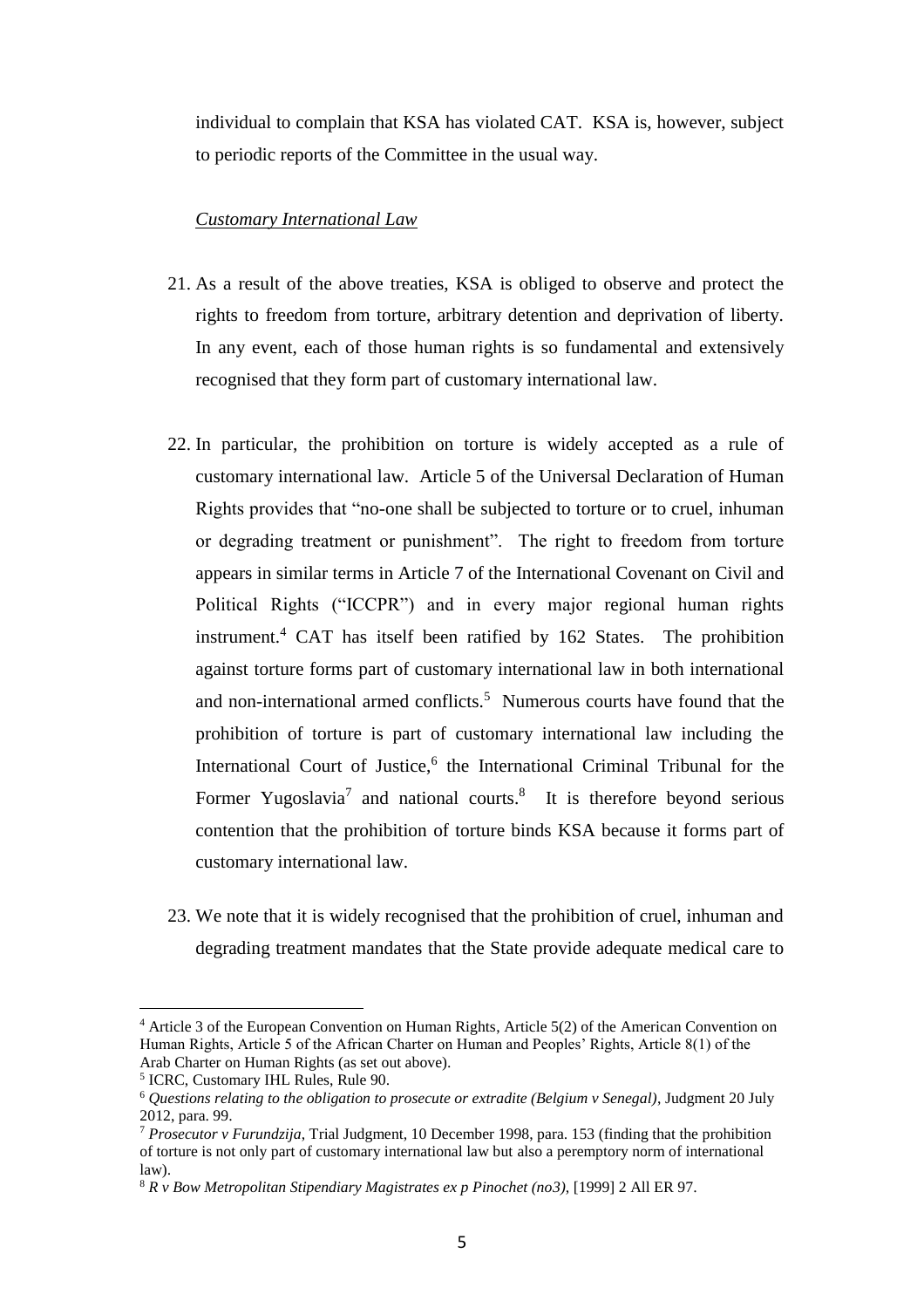individual to complain that KSA has violated CAT. KSA is, however, subject to periodic reports of the Committee in the usual way.

*Customary International Law*

21. As a result of the above treaties, KSA is obliged to observe and protect the rights to freedom from torture, arbitrary detention and deprivation of liberty. In any event, each of those human rights is so fundamental and extensively recognised that they form part of customary international law.

22. In particular, the prohibition on torture is widely accepted as a rule of customary international law. Article 5 of the Universal Declaration of Human Rights provides that "no-one shall be subjected to torture or to cruel, inhuman or degrading treatment or punishment". The right to freedom from torture appears in similar terms in Article 7 of the International Covenant on Civil and Political Rights ("ICCPR") and in every major regional human rights instrument.[4] CAT has itself been ratified by 162 States. The prohibition against torture forms part of customary international law in both international and non-international armed conflicts.[5] Numerous courts have found that the prohibition of torture is part of customary international law including the International Court of Justice,[6] the International Criminal Tribunal for the Former Yugoslavia[7] and national courts.[8] It is therefore beyond serious contention that the prohibition of torture binds KSA because it forms part of customary international law.

23. We note that it is widely recognised that the prohibition of cruel, inhuman and degrading treatment mandates that the State provide adequate medical care to

---

[4] Article 3 of the European Convention on Human Rights, Article 5(2) of the American Convention on Human Rights, Article 5 of the African Charter on Human and Peoples' Rights, Article 8(1) of the Arab Charter on Human Rights (as set out above).

[5] ICRC, Customary IHL Rules, Rule 90.

[6] *Questions relating to the obligation to prosecute or extradite (Belgium v Senegal)*, Judgment 20 July 2012, para. 99.

[7] *Prosecutor v Furundzija*, Trial Judgment, 10 December 1998, para. 153 (finding that the prohibition of torture is not only part of customary international law but also a peremptory norm of international law).

[8] *R v Bow Metropolitan Stipendiary Magistrates ex p Pinochet (no3)*, [1999] 2 All ER 97.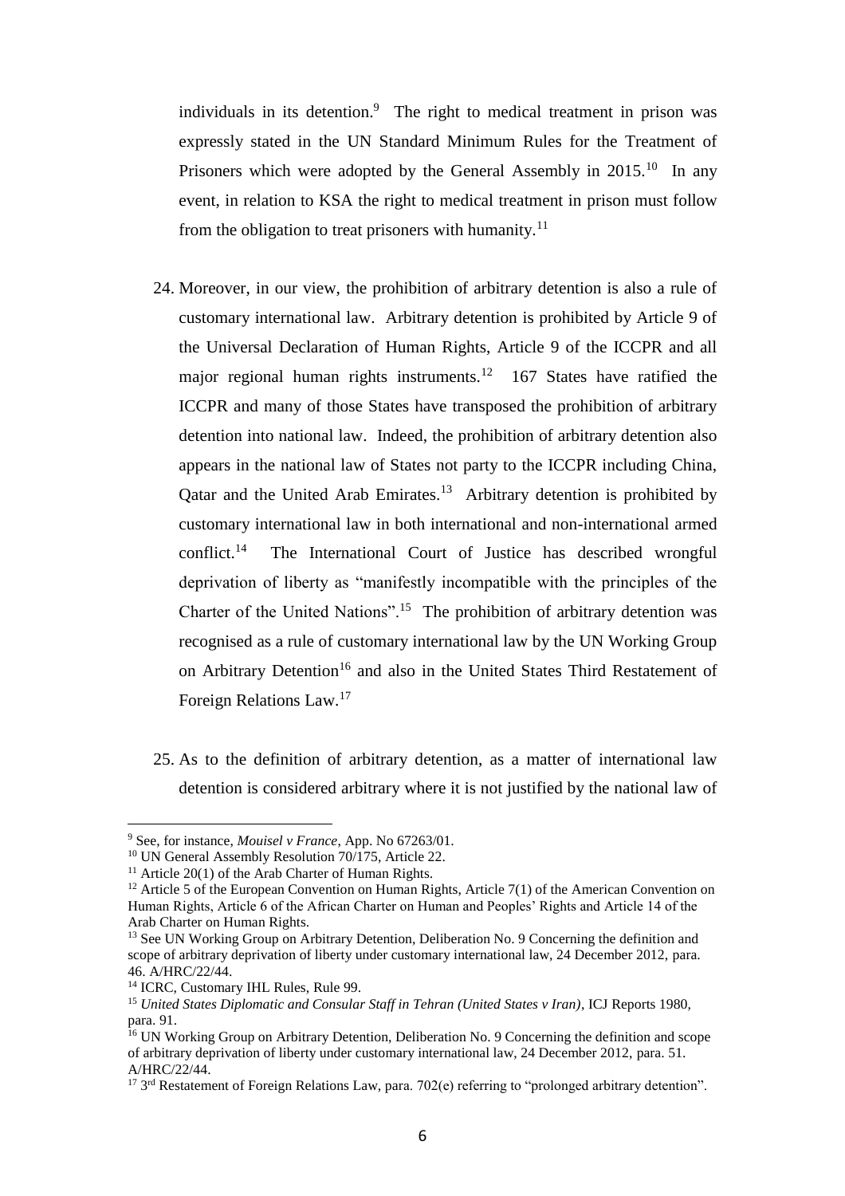individuals in its detention.[9] The right to medical treatment in prison was expressly stated in the UN Standard Minimum Rules for the Treatment of Prisoners which were adopted by the General Assembly in 2015.[10] In any event, in relation to KSA the right to medical treatment in prison must follow from the obligation to treat prisoners with humanity.[11]

24. Moreover, in our view, the prohibition of arbitrary detention is also a rule of customary international law. Arbitrary detention is prohibited by Article 9 of the Universal Declaration of Human Rights, Article 9 of the ICCPR and all major regional human rights instruments.[12] 167 States have ratified the ICCPR and many of those States have transposed the prohibition of arbitrary detention into national law. Indeed, the prohibition of arbitrary detention also appears in the national law of States not party to the ICCPR including China, Qatar and the United Arab Emirates.[13] Arbitrary detention is prohibited by customary international law in both international and non-international armed conflict.[14] The International Court of Justice has described wrongful deprivation of liberty as "manifestly incompatible with the principles of the Charter of the United Nations".[15] The prohibition of arbitrary detention was recognised as a rule of customary international law by the UN Working Group on Arbitrary Detention[16] and also in the United States Third Restatement of Foreign Relations Law.[17]

25. As to the definition of arbitrary detention, as a matter of international law detention is considered arbitrary where it is not justified by the national law of

---

[9] See, for instance, *Mouisel v France*, App. No 67263/01.

[10] UN General Assembly Resolution 70/175, Article 22.

[11] Article 20(1) of the Arab Charter of Human Rights.

[12] Article 5 of the European Convention on Human Rights, Article 7(1) of the American Convention on Human Rights, Article 6 of the African Charter on Human and Peoples' Rights and Article 14 of the Arab Charter on Human Rights.

[13] See UN Working Group on Arbitrary Detention, Deliberation No. 9 Concerning the definition and scope of arbitrary deprivation of liberty under customary international law, 24 December 2012, para. 46. A/HRC/22/44.

[14] ICRC, Customary IHL Rules, Rule 99.

[15] *United States Diplomatic and Consular Staff in Tehran (United States v Iran)*, ICJ Reports 1980, para. 91.

[16] UN Working Group on Arbitrary Detention, Deliberation No. 9 Concerning the definition and scope of arbitrary deprivation of liberty under customary international law, 24 December 2012, para. 51. A/HRC/22/44.

[17] 3rd Restatement of Foreign Relations Law, para. 702(e) referring to "prolonged arbitrary detention".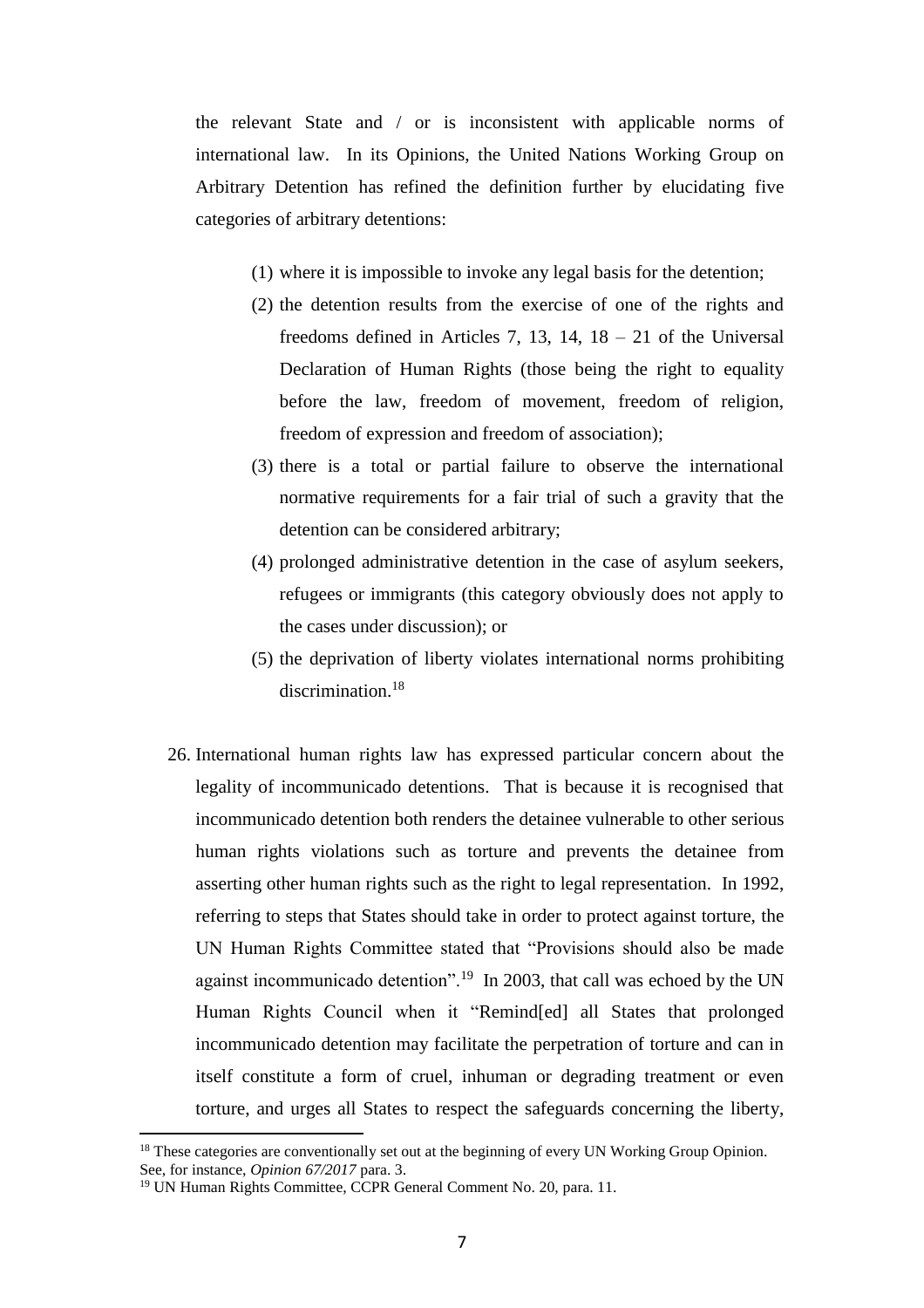the relevant State and / or is inconsistent with applicable norms of international law. In its Opinions, the United Nations Working Group on Arbitrary Detention has refined the definition further by elucidating five categories of arbitrary detentions:

(1) where it is impossible to invoke any legal basis for the detention;
(2) the detention results from the exercise of one of the rights and freedoms defined in Articles 7, 13, 14, 18 – 21 of the Universal Declaration of Human Rights (those being the right to equality before the law, freedom of movement, freedom of religion, freedom of expression and freedom of association);
(3) there is a total or partial failure to observe the international normative requirements for a fair trial of such a gravity that the detention can be considered arbitrary;
(4) prolonged administrative detention in the case of asylum seekers, refugees or immigrants (this category obviously does not apply to the cases under discussion); or
(5) the deprivation of liberty violates international norms prohibiting discrimination.[18]

26. International human rights law has expressed particular concern about the legality of incommunicado detentions. That is because it is recognised that incommunicado detention both renders the detainee vulnerable to other serious human rights violations such as torture and prevents the detainee from asserting other human rights such as the right to legal representation. In 1992, referring to steps that States should take in order to protect against torture, the UN Human Rights Committee stated that "Provisions should also be made against incommunicado detention".[19] In 2003, that call was echoed by the UN Human Rights Council when it "Remind[ed] all States that prolonged incommunicado detention may facilitate the perpetration of torture and can in itself constitute a form of cruel, inhuman or degrading treatment or even torture, and urges all States to respect the safeguards concerning the liberty,

---

[18] These categories are conventionally set out at the beginning of every UN Working Group Opinion. See, for instance, *Opinion 67/2017* para. 3.

[19] UN Human Rights Committee, CCPR General Comment No. 20, para. 11.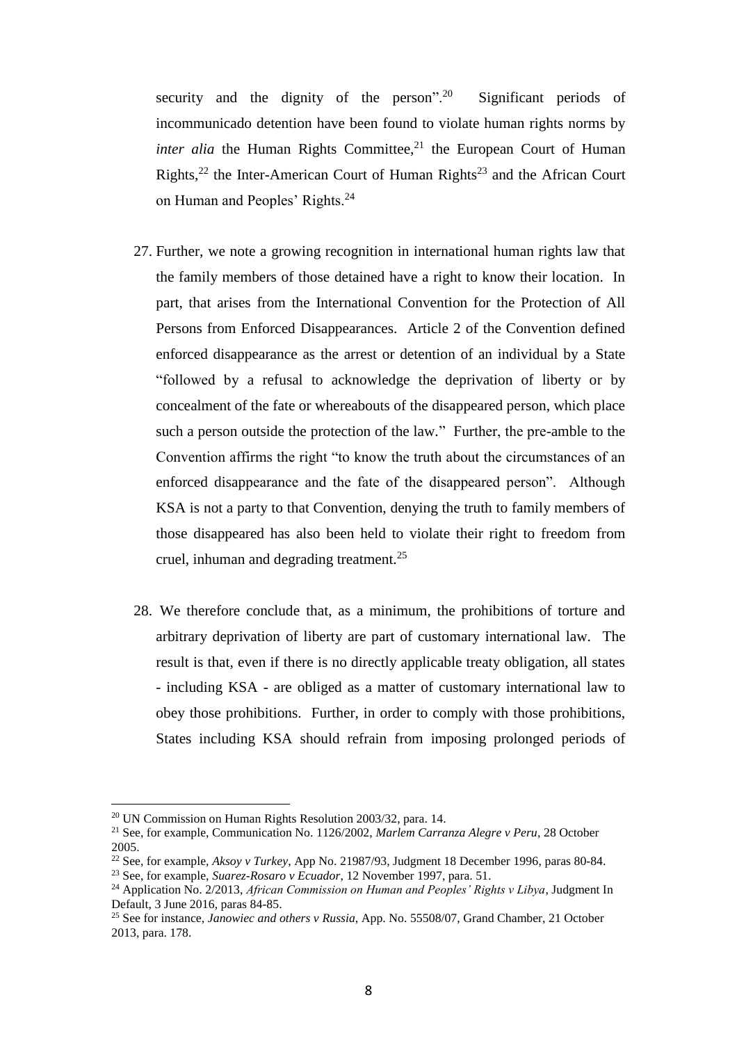security and the dignity of the person".[20] Significant periods of incommunicado detention have been found to violate human rights norms by *inter alia* the Human Rights Committee,[21] the European Court of Human Rights,[22] the Inter-American Court of Human Rights[23] and the African Court on Human and Peoples' Rights.[24]

27. Further, we note a growing recognition in international human rights law that the family members of those detained have a right to know their location. In part, that arises from the International Convention for the Protection of All Persons from Enforced Disappearances. Article 2 of the Convention defined enforced disappearance as the arrest or detention of an individual by a State "followed by a refusal to acknowledge the deprivation of liberty or by concealment of the fate or whereabouts of the disappeared person, which place such a person outside the protection of the law." Further, the pre-amble to the Convention affirms the right "to know the truth about the circumstances of an enforced disappearance and the fate of the disappeared person". Although KSA is not a party to that Convention, denying the truth to family members of those disappeared has also been held to violate their right to freedom from cruel, inhuman and degrading treatment.[25]

28. We therefore conclude that, as a minimum, the prohibitions of torture and arbitrary deprivation of liberty are part of customary international law. The result is that, even if there is no directly applicable treaty obligation, all states - including KSA - are obliged as a matter of customary international law to obey those prohibitions. Further, in order to comply with those prohibitions, States including KSA should refrain from imposing prolonged periods of

---

[20] UN Commission on Human Rights Resolution 2003/32, para. 14.

[21] See, for example, Communication No. 1126/2002, *Marlem Carranza Alegre v Peru*, 28 October 2005.

[22] See, for example, *Aksoy v Turkey*, App No. 21987/93, Judgment 18 December 1996, paras 80-84.

[23] See, for example, *Suarez-Rosaro v Ecuador*, 12 November 1997, para. 51.

[24] Application No. 2/2013, *African Commission on Human and Peoples' Rights v Libya*, Judgment In Default, 3 June 2016, paras 84-85.

[25] See for instance, *Janowiec and others v Russia*, App. No. 55508/07, Grand Chamber, 21 October 2013, para. 178.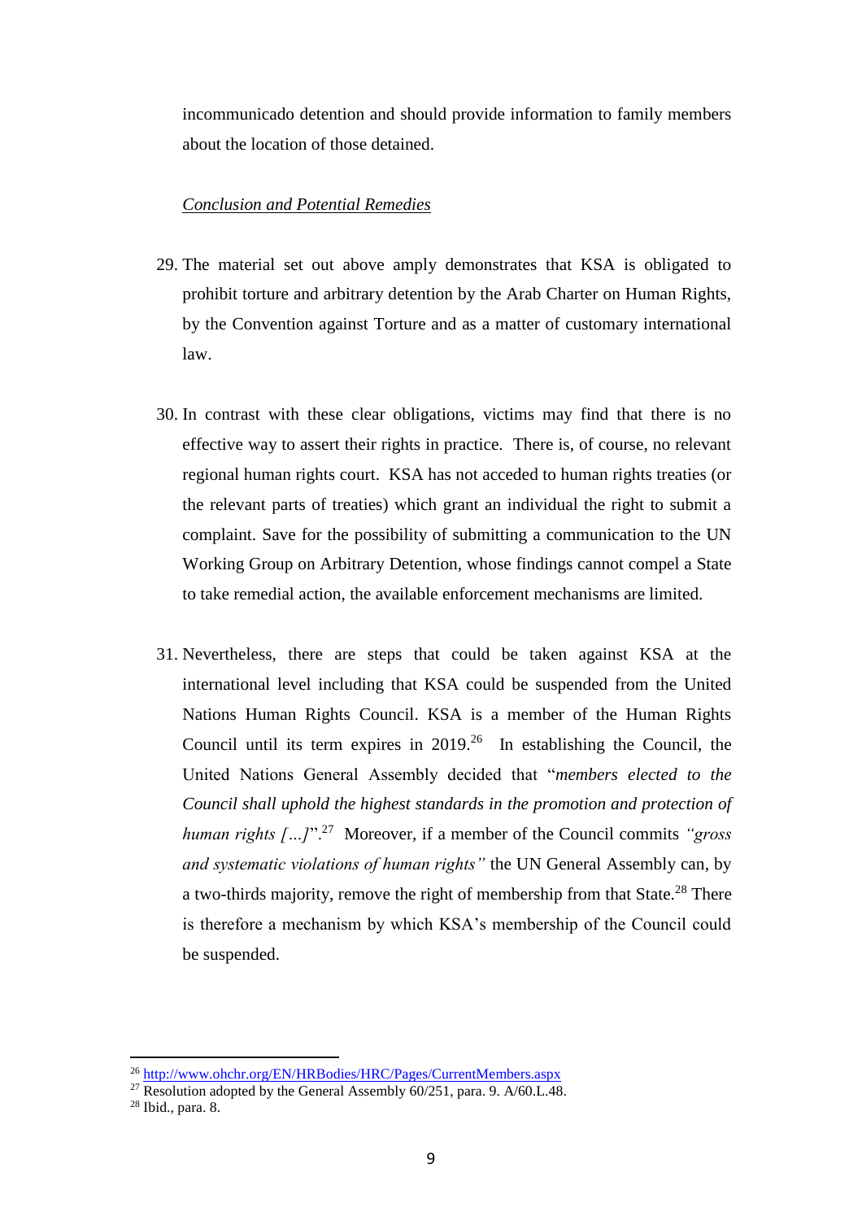incommunicado detention and should provide information to family members about the location of those detained.

*Conclusion and Potential Remedies*

29. The material set out above amply demonstrates that KSA is obligated to prohibit torture and arbitrary detention by the Arab Charter on Human Rights, by the Convention against Torture and as a matter of customary international law.

30. In contrast with these clear obligations, victims may find that there is no effective way to assert their rights in practice. There is, of course, no relevant regional human rights court. KSA has not acceded to human rights treaties (or the relevant parts of treaties) which grant an individual the right to submit a complaint. Save for the possibility of submitting a communication to the UN Working Group on Arbitrary Detention, whose findings cannot compel a State to take remedial action, the available enforcement mechanisms are limited.

31. Nevertheless, there are steps that could be taken against KSA at the international level including that KSA could be suspended from the United Nations Human Rights Council. KSA is a member of the Human Rights Council until its term expires in 2019.[26] In establishing the Council, the United Nations General Assembly decided that "*members elected to the Council shall uphold the highest standards in the promotion and protection of human rights […]*".[27] Moreover, if a member of the Council commits *"gross and systematic violations of human rights"* the UN General Assembly can, by a two-thirds majority, remove the right of membership from that State.[28] There is therefore a mechanism by which KSA's membership of the Council could be suspended.

---

[26] http://www.ohchr.org/EN/HRBodies/HRC/Pages/CurrentMembers.aspx

[27] Resolution adopted by the General Assembly 60/251, para. 9. A/60.L.48.

[28] Ibid., para. 8.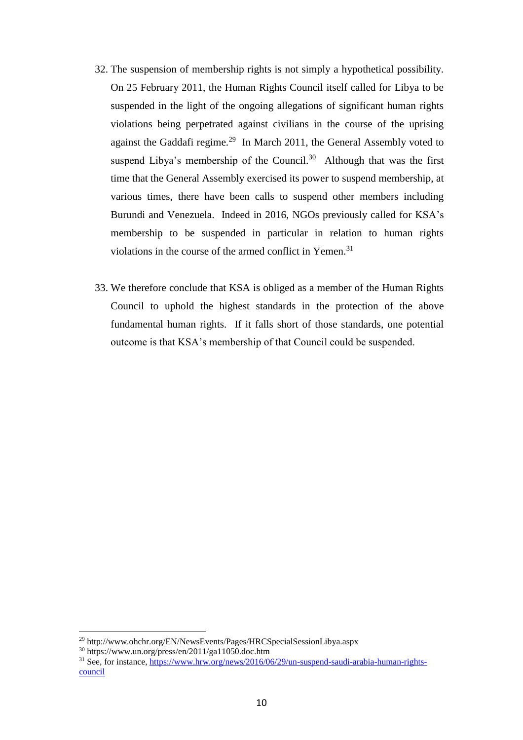32. The suspension of membership rights is not simply a hypothetical possibility. On 25 February 2011, the Human Rights Council itself called for Libya to be suspended in the light of the ongoing allegations of significant human rights violations being perpetrated against civilians in the course of the uprising against the Gaddafi regime.[29] In March 2011, the General Assembly voted to suspend Libya's membership of the Council.[30] Although that was the first time that the General Assembly exercised its power to suspend membership, at various times, there have been calls to suspend other members including Burundi and Venezuela. Indeed in 2016, NGOs previously called for KSA's membership to be suspended in particular in relation to human rights violations in the course of the armed conflict in Yemen.[31]

33. We therefore conclude that KSA is obliged as a member of the Human Rights Council to uphold the highest standards in the protection of the above fundamental human rights. If it falls short of those standards, one potential outcome is that KSA's membership of that Council could be suspended.

---

[29] http://www.ohchr.org/EN/NewsEvents/Pages/HRCSpecialSessionLibya.aspx

[30] https://www.un.org/press/en/2011/ga11050.doc.htm

[31] See, for instance, https://www.hrw.org/news/2016/06/29/un-suspend-saudi-arabia-human-rights-council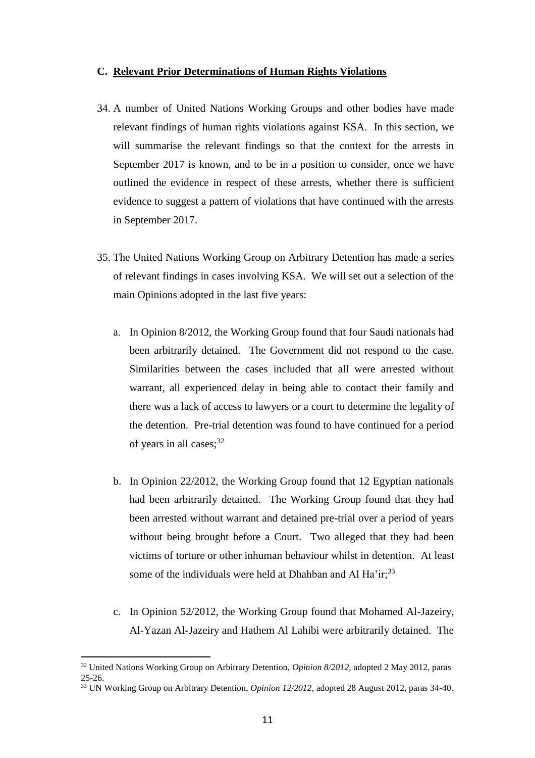### C. Relevant Prior Determinations of Human Rights Violations

34. A number of United Nations Working Groups and other bodies have made relevant findings of human rights violations against KSA. In this section, we will summarise the relevant findings so that the context for the arrests in September 2017 is known, and to be in a position to consider, once we have outlined the evidence in respect of these arrests, whether there is sufficient evidence to suggest a pattern of violations that have continued with the arrests in September 2017.

35. The United Nations Working Group on Arbitrary Detention has made a series of relevant findings in cases involving KSA. We will set out a selection of the main Opinions adopted in the last five years:

    a. In Opinion 8/2012, the Working Group found that four Saudi nationals had been arbitrarily detained. The Government did not respond to the case. Similarities between the cases included that all were arrested without warrant, all experienced delay in being able to contact their family and there was a lack of access to lawyers or a court to determine the legality of the detention. Pre-trial detention was found to have continued for a period of years in all cases;[32]

    b. In Opinion 22/2012, the Working Group found that 12 Egyptian nationals had been arbitrarily detained. The Working Group found that they had been arrested without warrant and detained pre-trial over a period of years without being brought before a Court. Two alleged that they had been victims of torture or other inhuman behaviour whilst in detention. At least some of the individuals were held at Dhahban and Al Ha'ir;[33]

    c. In Opinion 52/2012, the Working Group found that Mohamed Al-Jazeiry, Al-Yazan Al-Jazeiry and Hathem Al Lahibi were arbitrarily detained. The

---

[32] United Nations Working Group on Arbitrary Detention, *Opinion 8/2012*, adopted 2 May 2012, paras 25-26.

[33] UN Working Group on Arbitrary Detention, *Opinion 12/2012*, adopted 28 August 2012, paras 34-40.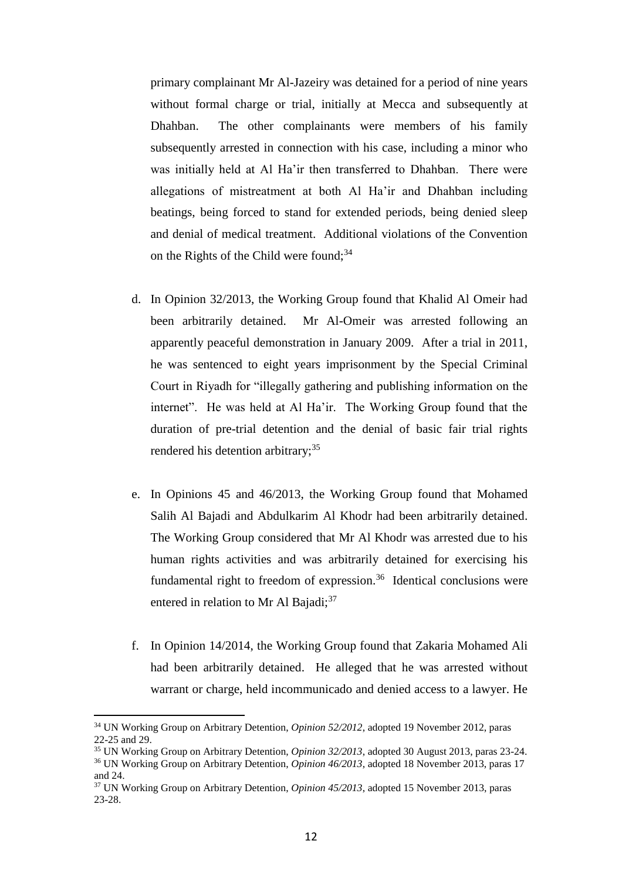primary complainant Mr Al-Jazeiry was detained for a period of nine years without formal charge or trial, initially at Mecca and subsequently at Dhahban. The other complainants were members of his family subsequently arrested in connection with his case, including a minor who was initially held at Al Ha'ir then transferred to Dhahban. There were allegations of mistreatment at both Al Ha'ir and Dhahban including beatings, being forced to stand for extended periods, being denied sleep and denial of medical treatment. Additional violations of the Convention on the Rights of the Child were found;[34]

d. In Opinion 32/2013, the Working Group found that Khalid Al Omeir had been arbitrarily detained. Mr Al-Omeir was arrested following an apparently peaceful demonstration in January 2009. After a trial in 2011, he was sentenced to eight years imprisonment by the Special Criminal Court in Riyadh for "illegally gathering and publishing information on the internet". He was held at Al Ha'ir. The Working Group found that the duration of pre-trial detention and the denial of basic fair trial rights rendered his detention arbitrary;[35]

e. In Opinions 45 and 46/2013, the Working Group found that Mohamed Salih Al Bajadi and Abdulkarim Al Khodr had been arbitrarily detained. The Working Group considered that Mr Al Khodr was arrested due to his human rights activities and was arbitrarily detained for exercising his fundamental right to freedom of expression.[36] Identical conclusions were entered in relation to Mr Al Bajadi;[37]

f. In Opinion 14/2014, the Working Group found that Zakaria Mohamed Ali had been arbitrarily detained. He alleged that he was arrested without warrant or charge, held incommunicado and denied access to a lawyer. He

---

[34] UN Working Group on Arbitrary Detention, *Opinion 52/2012*, adopted 19 November 2012, paras 22-25 and 29.

[35] UN Working Group on Arbitrary Detention, *Opinion 32/2013*, adopted 30 August 2013, paras 23-24.

[36] UN Working Group on Arbitrary Detention, *Opinion 46/2013*, adopted 18 November 2013, paras 17 and 24.

[37] UN Working Group on Arbitrary Detention, *Opinion 45/2013*, adopted 15 November 2013, paras 23-28.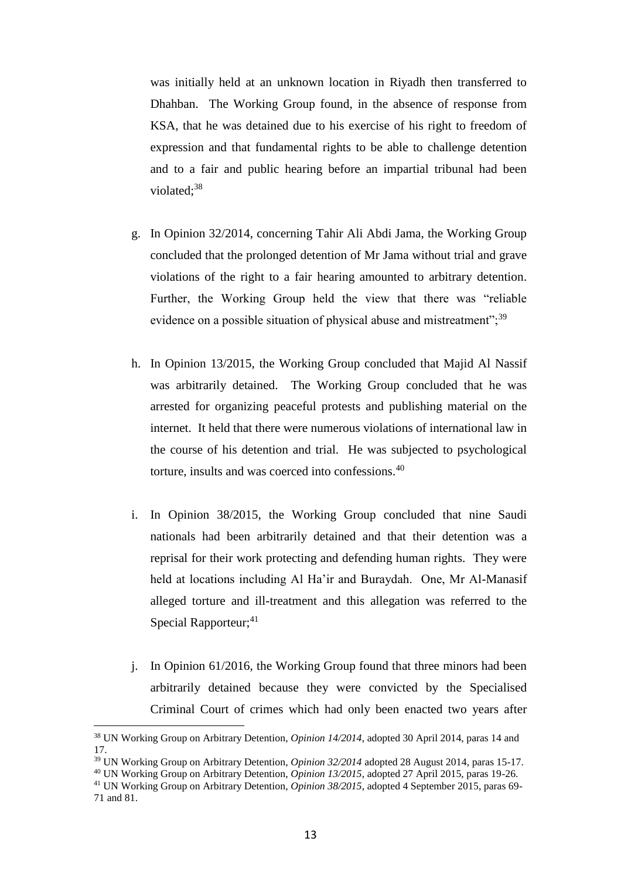was initially held at an unknown location in Riyadh then transferred to Dhahban. The Working Group found, in the absence of response from KSA, that he was detained due to his exercise of his right to freedom of expression and that fundamental rights to be able to challenge detention and to a fair and public hearing before an impartial tribunal had been violated;[38]

g. In Opinion 32/2014, concerning Tahir Ali Abdi Jama, the Working Group concluded that the prolonged detention of Mr Jama without trial and grave violations of the right to a fair hearing amounted to arbitrary detention. Further, the Working Group held the view that there was "reliable evidence on a possible situation of physical abuse and mistreatment";[39]

h. In Opinion 13/2015, the Working Group concluded that Majid Al Nassif was arbitrarily detained. The Working Group concluded that he was arrested for organizing peaceful protests and publishing material on the internet. It held that there were numerous violations of international law in the course of his detention and trial. He was subjected to psychological torture, insults and was coerced into confessions.[40]

i. In Opinion 38/2015, the Working Group concluded that nine Saudi nationals had been arbitrarily detained and that their detention was a reprisal for their work protecting and defending human rights. They were held at locations including Al Ha'ir and Buraydah. One, Mr Al-Manasif alleged torture and ill-treatment and this allegation was referred to the Special Rapporteur;[41]

j. In Opinion 61/2016, the Working Group found that three minors had been arbitrarily detained because they were convicted by the Specialised Criminal Court of crimes which had only been enacted two years after

---

[38] UN Working Group on Arbitrary Detention, *Opinion 14/2014*, adopted 30 April 2014, paras 14 and 17.

[39] UN Working Group on Arbitrary Detention, *Opinion 32/2014* adopted 28 August 2014, paras 15-17.

[40] UN Working Group on Arbitrary Detention, *Opinion 13/2015*, adopted 27 April 2015, paras 19-26.

[41] UN Working Group on Arbitrary Detention, *Opinion 38/2015*, adopted 4 September 2015, paras 69-71 and 81.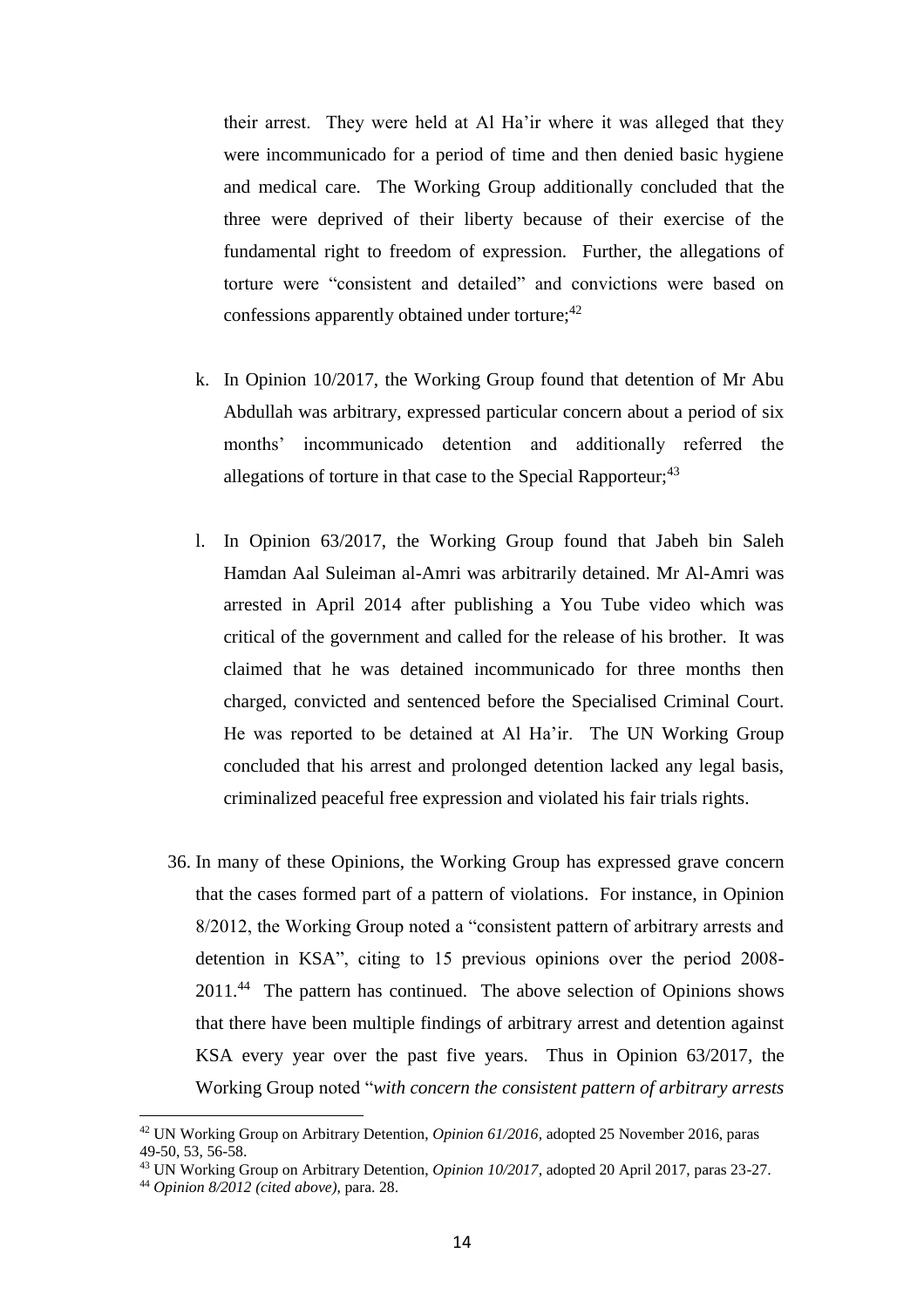their arrest. They were held at Al Ha'ir where it was alleged that they were incommunicado for a period of time and then denied basic hygiene and medical care. The Working Group additionally concluded that the three were deprived of their liberty because of their exercise of the fundamental right to freedom of expression. Further, the allegations of torture were "consistent and detailed" and convictions were based on confessions apparently obtained under torture;[42]

k. In Opinion 10/2017, the Working Group found that detention of Mr Abu Abdullah was arbitrary, expressed particular concern about a period of six months' incommunicado detention and additionally referred the allegations of torture in that case to the Special Rapporteur;[43]

l. In Opinion 63/2017, the Working Group found that Jabeh bin Saleh Hamdan Aal Suleiman al-Amri was arbitrarily detained. Mr Al-Amri was arrested in April 2014 after publishing a You Tube video which was critical of the government and called for the release of his brother. It was claimed that he was detained incommunicado for three months then charged, convicted and sentenced before the Specialised Criminal Court. He was reported to be detained at Al Ha'ir. The UN Working Group concluded that his arrest and prolonged detention lacked any legal basis, criminalized peaceful free expression and violated his fair trials rights.

36. In many of these Opinions, the Working Group has expressed grave concern that the cases formed part of a pattern of violations. For instance, in Opinion 8/2012, the Working Group noted a "consistent pattern of arbitrary arrests and detention in KSA", citing to 15 previous opinions over the period 2008-2011.[44] The pattern has continued. The above selection of Opinions shows that there have been multiple findings of arbitrary arrest and detention against KSA every year over the past five years. Thus in Opinion 63/2017, the Working Group noted "*with concern the consistent pattern of arbitrary arrests*

---

[42] UN Working Group on Arbitrary Detention, *Opinion 61/2016*, adopted 25 November 2016, paras 49-50, 53, 56-58.

[43] UN Working Group on Arbitrary Detention, *Opinion 10/2017*, adopted 20 April 2017, paras 23-27.

[44] *Opinion 8/2012 (cited above)*, para. 28.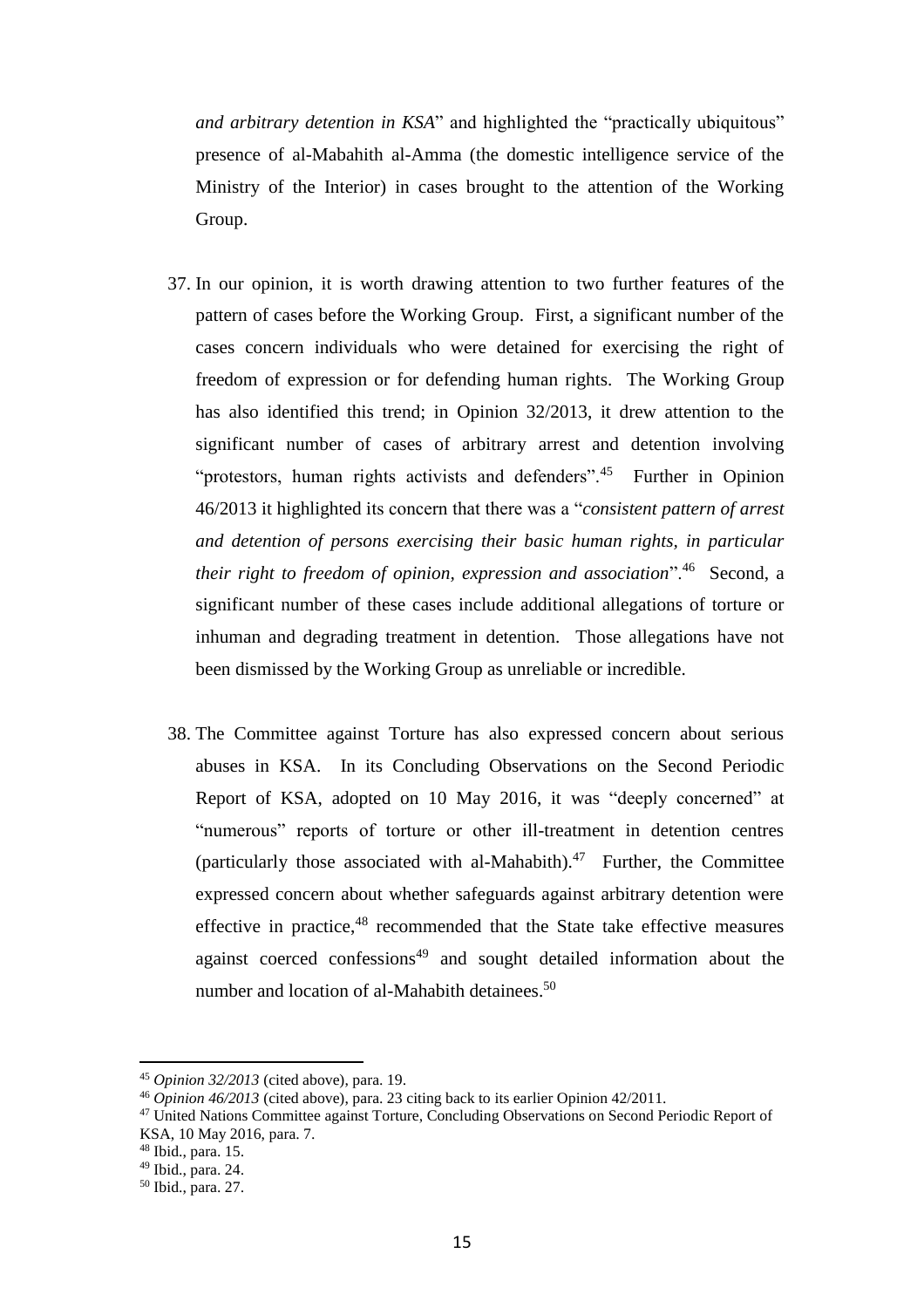*and arbitrary detention in KSA*" and highlighted the "practically ubiquitous" presence of al-Mabahith al-Amma (the domestic intelligence service of the Ministry of the Interior) in cases brought to the attention of the Working Group.

37. In our opinion, it is worth drawing attention to two further features of the pattern of cases before the Working Group. First, a significant number of the cases concern individuals who were detained for exercising the right of freedom of expression or for defending human rights. The Working Group has also identified this trend; in Opinion 32/2013, it drew attention to the significant number of cases of arbitrary arrest and detention involving "protestors, human rights activists and defenders".[45] Further in Opinion 46/2013 it highlighted its concern that there was a "*consistent pattern of arrest and detention of persons exercising their basic human rights, in particular their right to freedom of opinion, expression and association*".[46] Second, a significant number of these cases include additional allegations of torture or inhuman and degrading treatment in detention. Those allegations have not been dismissed by the Working Group as unreliable or incredible.

38. The Committee against Torture has also expressed concern about serious abuses in KSA. In its Concluding Observations on the Second Periodic Report of KSA, adopted on 10 May 2016, it was "deeply concerned" at "numerous" reports of torture or other ill-treatment in detention centres (particularly those associated with al-Mahabith).[47] Further, the Committee expressed concern about whether safeguards against arbitrary detention were effective in practice,[48] recommended that the State take effective measures against coerced confessions[49] and sought detailed information about the number and location of al-Mahabith detainees.[50]

---

[45] *Opinion 32/2013* (cited above), para. 19.

[46] *Opinion 46/2013* (cited above), para. 23 citing back to its earlier Opinion 42/2011.

[47] United Nations Committee against Torture, Concluding Observations on Second Periodic Report of KSA, 10 May 2016, para. 7.

[48] Ibid., para. 15.

[49] Ibid., para. 24.

[50] Ibid., para. 27.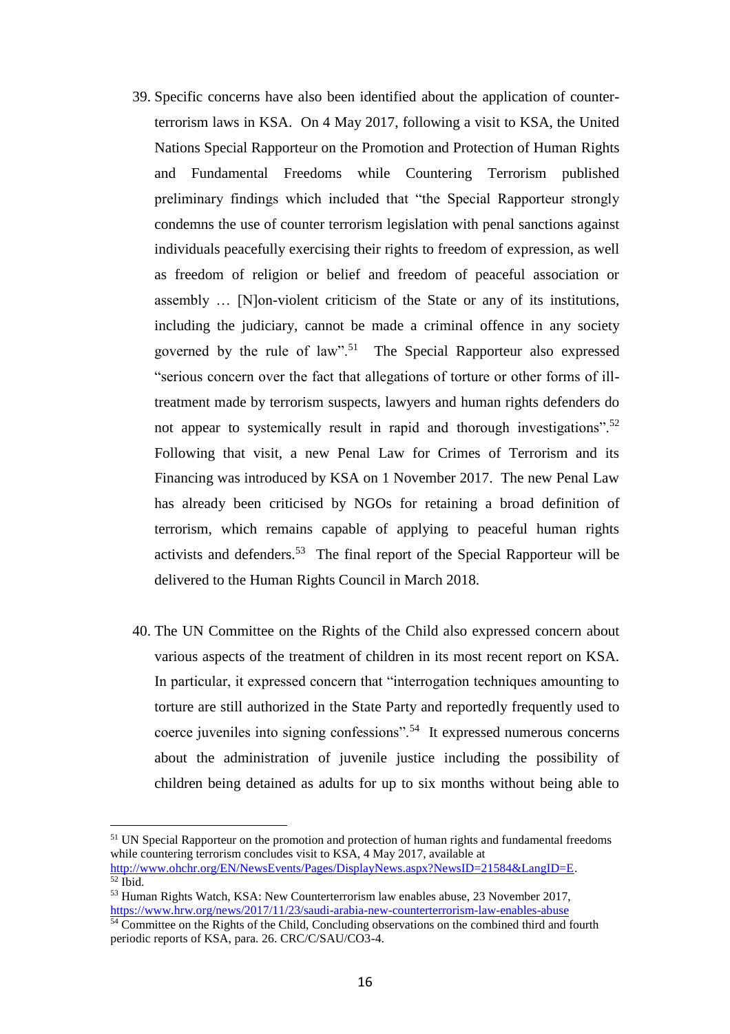39. Specific concerns have also been identified about the application of counter-terrorism laws in KSA. On 4 May 2017, following a visit to KSA, the United Nations Special Rapporteur on the Promotion and Protection of Human Rights and Fundamental Freedoms while Countering Terrorism published preliminary findings which included that "the Special Rapporteur strongly condemns the use of counter terrorism legislation with penal sanctions against individuals peacefully exercising their rights to freedom of expression, as well as freedom of religion or belief and freedom of peaceful association or assembly … [N]on-violent criticism of the State or any of its institutions, including the judiciary, cannot be made a criminal offence in any society governed by the rule of law".[51] The Special Rapporteur also expressed "serious concern over the fact that allegations of torture or other forms of ill-treatment made by terrorism suspects, lawyers and human rights defenders do not appear to systemically result in rapid and thorough investigations".[52] Following that visit, a new Penal Law for Crimes of Terrorism and its Financing was introduced by KSA on 1 November 2017. The new Penal Law has already been criticised by NGOs for retaining a broad definition of terrorism, which remains capable of applying to peaceful human rights activists and defenders.[53] The final report of the Special Rapporteur will be delivered to the Human Rights Council in March 2018.

40. The UN Committee on the Rights of the Child also expressed concern about various aspects of the treatment of children in its most recent report on KSA. In particular, it expressed concern that "interrogation techniques amounting to torture are still authorized in the State Party and reportedly frequently used to coerce juveniles into signing confessions".[54] It expressed numerous concerns about the administration of juvenile justice including the possibility of children being detained as adults for up to six months without being able to

---

[51] UN Special Rapporteur on the promotion and protection of human rights and fundamental freedoms while countering terrorism concludes visit to KSA, 4 May 2017, available at http://www.ohchr.org/EN/NewsEvents/Pages/DisplayNews.aspx?NewsID=21584&LangID=E.

[52] Ibid.

[53] Human Rights Watch, KSA: New Counterterrorism law enables abuse, 23 November 2017, https://www.hrw.org/news/2017/11/23/saudi-arabia-new-counterterrorism-law-enables-abuse

[54] Committee on the Rights of the Child, Concluding observations on the combined third and fourth periodic reports of KSA, para. 26. CRC/C/SAU/CO3-4.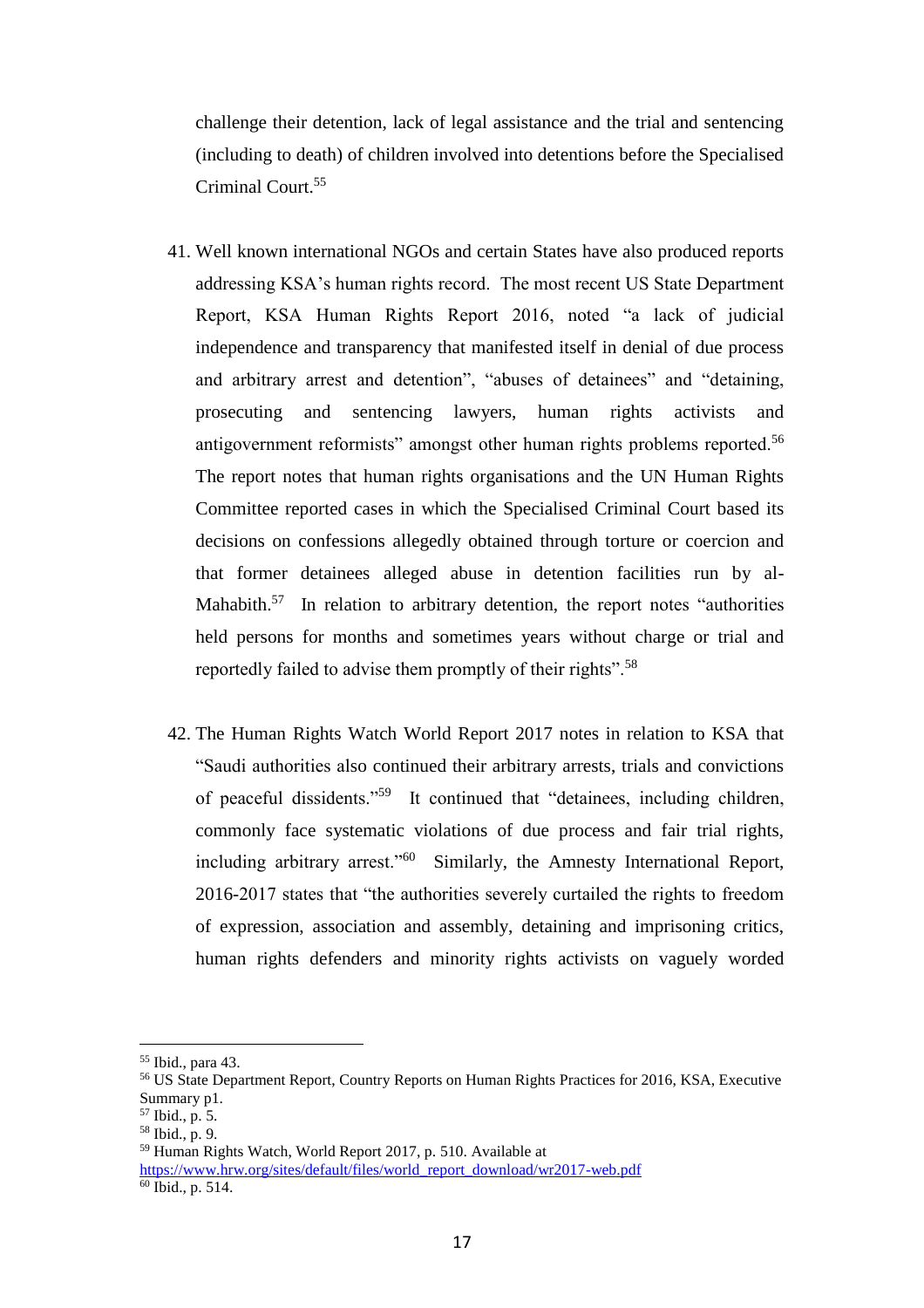challenge their detention, lack of legal assistance and the trial and sentencing (including to death) of children involved into detentions before the Specialised Criminal Court.[55]

41. Well known international NGOs and certain States have also produced reports addressing KSA's human rights record. The most recent US State Department Report, KSA Human Rights Report 2016, noted "a lack of judicial independence and transparency that manifested itself in denial of due process and arbitrary arrest and detention", "abuses of detainees" and "detaining, prosecuting and sentencing lawyers, human rights activists and antigovernment reformists" amongst other human rights problems reported.[56] The report notes that human rights organisations and the UN Human Rights Committee reported cases in which the Specialised Criminal Court based its decisions on confessions allegedly obtained through torture or coercion and that former detainees alleged abuse in detention facilities run by al-Mahabith.[57] In relation to arbitrary detention, the report notes "authorities held persons for months and sometimes years without charge or trial and reportedly failed to advise them promptly of their rights".[58]

42. The Human Rights Watch World Report 2017 notes in relation to KSA that "Saudi authorities also continued their arbitrary arrests, trials and convictions of peaceful dissidents."[59] It continued that "detainees, including children, commonly face systematic violations of due process and fair trial rights, including arbitrary arrest."[60] Similarly, the Amnesty International Report, 2016-2017 states that "the authorities severely curtailed the rights to freedom of expression, association and assembly, detaining and imprisoning critics, human rights defenders and minority rights activists on vaguely worded

---

[55] Ibid., para 43.

[56] US State Department Report, Country Reports on Human Rights Practices for 2016, KSA, Executive Summary p1.

[57] Ibid., p. 5.

[58] Ibid., p. 9.

[59] Human Rights Watch, World Report 2017, p. 510. Available at https://www.hrw.org/sites/default/files/world_report_download/wr2017-web.pdf

[60] Ibid., p. 514.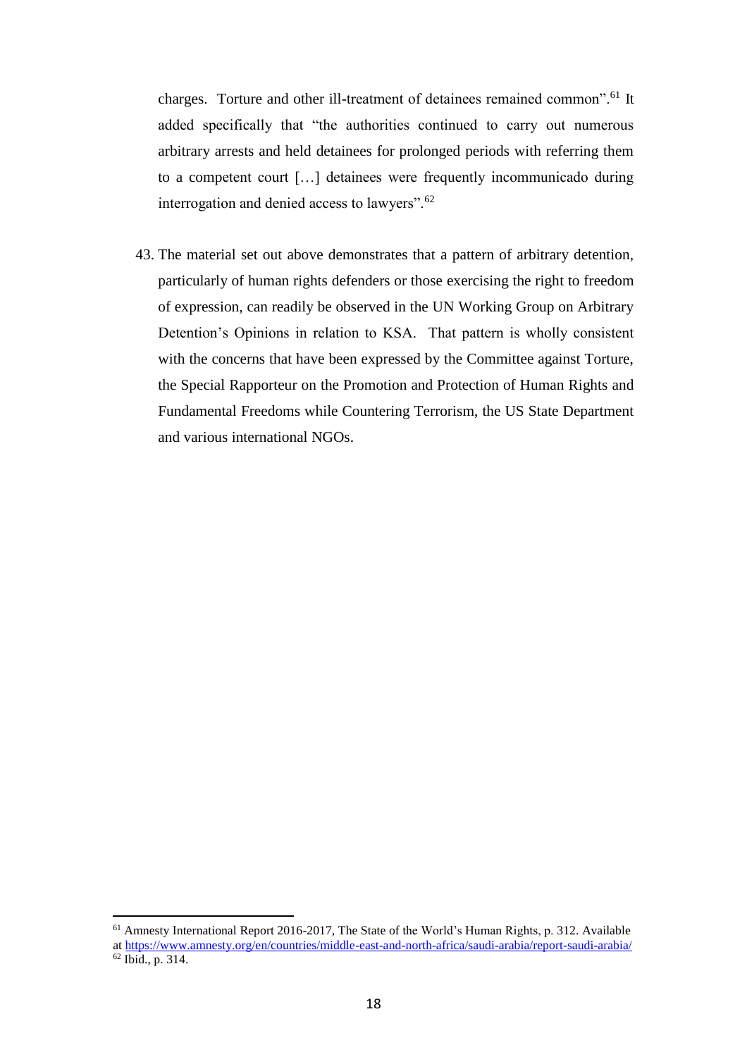charges. Torture and other ill-treatment of detainees remained common".[61] It added specifically that "the authorities continued to carry out numerous arbitrary arrests and held detainees for prolonged periods with referring them to a competent court […] detainees were frequently incommunicado during interrogation and denied access to lawyers".[62]

43. The material set out above demonstrates that a pattern of arbitrary detention, particularly of human rights defenders or those exercising the right to freedom of expression, can readily be observed in the UN Working Group on Arbitrary Detention's Opinions in relation to KSA. That pattern is wholly consistent with the concerns that have been expressed by the Committee against Torture, the Special Rapporteur on the Promotion and Protection of Human Rights and Fundamental Freedoms while Countering Terrorism, the US State Department and various international NGOs.

---

[61] Amnesty International Report 2016-2017, The State of the World's Human Rights, p. 312. Available at https://www.amnesty.org/en/countries/middle-east-and-north-africa/saudi-arabia/report-saudi-arabia/

[62] Ibid., p. 314.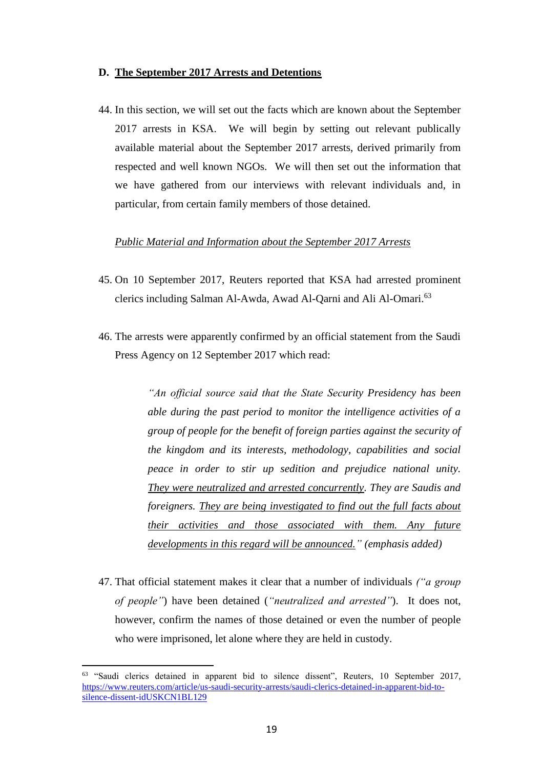## D. <u>The September 2017 Arrests and Detentions</u>

44. In this section, we will set out the facts which are known about the September 2017 arrests in KSA. We will begin by setting out relevant publically available material about the September 2017 arrests, derived primarily from respected and well known NGOs. We will then set out the information that we have gathered from our interviews with relevant individuals and, in particular, from certain family members of those detained.

*<u>Public Material and Information about the September 2017 Arrests</u>*

45. On 10 September 2017, Reuters reported that KSA had arrested prominent clerics including Salman Al-Awda, Awad Al-Qarni and Ali Al-Omari.[63]

46. The arrests were apparently confirmed by an official statement from the Saudi Press Agency on 12 September 2017 which read:

> *"An official source said that the State Security Presidency has been able during the past period to monitor the intelligence activities of a group of people for the benefit of foreign parties against the security of the kingdom and its interests, methodology, capabilities and social peace in order to stir up sedition and prejudice national unity. <u>They were neutralized and arrested concurrently</u>. They are Saudis and foreigners. <u>They are being investigated to find out the full facts about their activities and those associated with them. Any future developments in this regard will be announced.</u>" (emphasis added)*

47. That official statement makes it clear that a number of individuals *("a group of people"*) have been detained (*"neutralized and arrested"*). It does not, however, confirm the names of those detained or even the number of people who were imprisoned, let alone where they are held in custody.

---

[63] "Saudi clerics detained in apparent bid to silence dissent", Reuters, 10 September 2017, https://www.reuters.com/article/us-saudi-security-arrests/saudi-clerics-detained-in-apparent-bid-to-silence-dissent-idUSKCN1BL129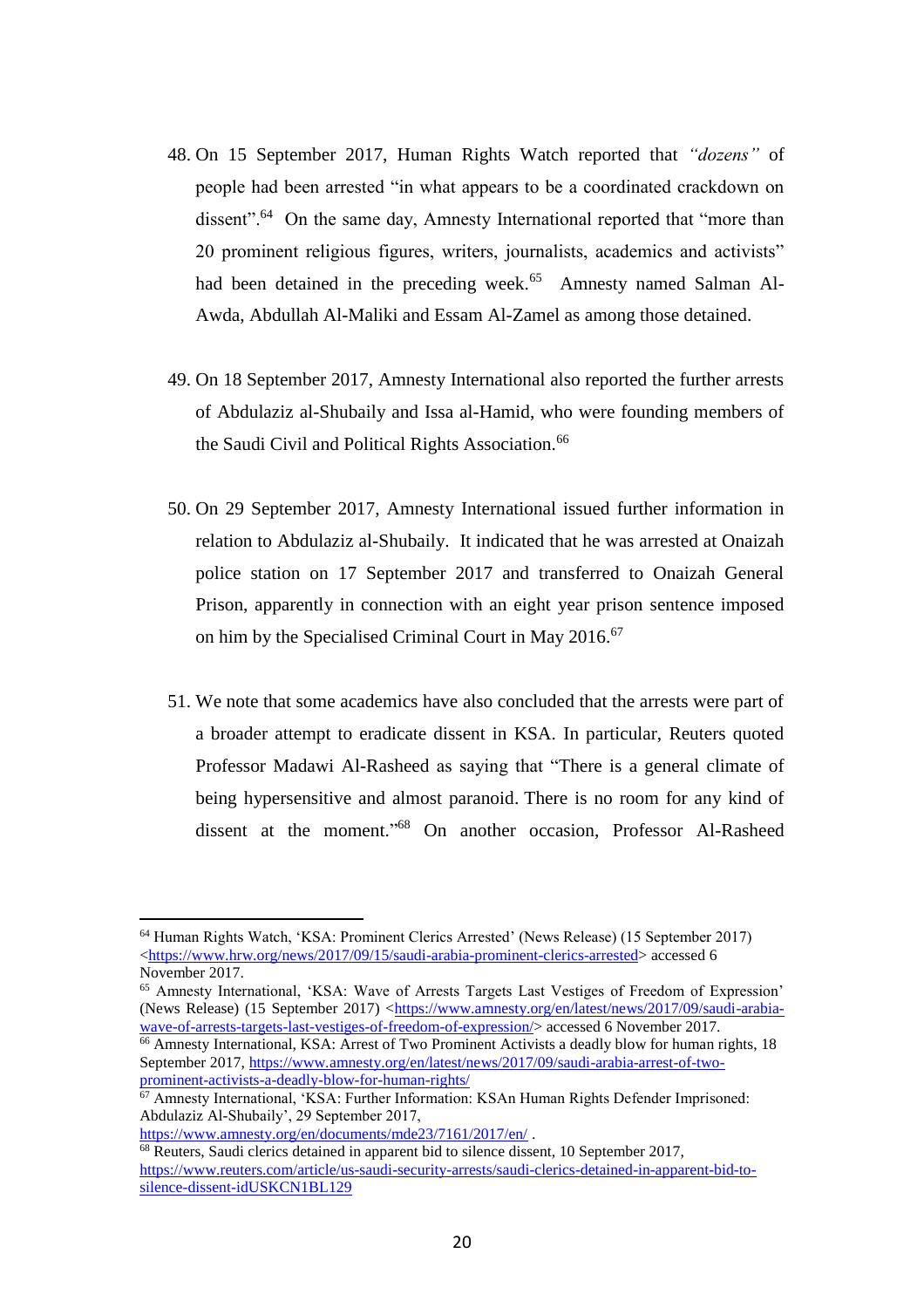48. On 15 September 2017, Human Rights Watch reported that *"dozens"* of people had been arrested "in what appears to be a coordinated crackdown on dissent".[64] On the same day, Amnesty International reported that "more than 20 prominent religious figures, writers, journalists, academics and activists" had been detained in the preceding week.[65] Amnesty named Salman Al-Awda, Abdullah Al-Maliki and Essam Al-Zamel as among those detained.

49. On 18 September 2017, Amnesty International also reported the further arrests of Abdulaziz al-Shubaily and Issa al-Hamid, who were founding members of the Saudi Civil and Political Rights Association.[66]

50. On 29 September 2017, Amnesty International issued further information in relation to Abdulaziz al-Shubaily. It indicated that he was arrested at Onaizah police station on 17 September 2017 and transferred to Onaizah General Prison, apparently in connection with an eight year prison sentence imposed on him by the Specialised Criminal Court in May 2016.[67]

51. We note that some academics have also concluded that the arrests were part of a broader attempt to eradicate dissent in KSA. In particular, Reuters quoted Professor Madawi Al-Rasheed as saying that "There is a general climate of being hypersensitive and almost paranoid. There is no room for any kind of dissent at the moment."[68] On another occasion, Professor Al-Rasheed

---

[64] Human Rights Watch, 'KSA: Prominent Clerics Arrested' (News Release) (15 September 2017) <https://www.hrw.org/news/2017/09/15/saudi-arabia-prominent-clerics-arrested> accessed 6 November 2017.

[65] Amnesty International, 'KSA: Wave of Arrests Targets Last Vestiges of Freedom of Expression' (News Release) (15 September 2017) <https://www.amnesty.org/en/latest/news/2017/09/saudi-arabia-wave-of-arrests-targets-last-vestiges-of-freedom-of-expression/> accessed 6 November 2017.

[66] Amnesty International, KSA: Arrest of Two Prominent Activists a deadly blow for human rights, 18 September 2017, https://www.amnesty.org/en/latest/news/2017/09/saudi-arabia-arrest-of-two-prominent-activists-a-deadly-blow-for-human-rights/

[67] Amnesty International, 'KSA: Further Information: KSAn Human Rights Defender Imprisoned: Abdulaziz Al-Shubaily', 29 September 2017, https://www.amnesty.org/en/documents/mde23/7161/2017/en/ .

[68] Reuters, Saudi clerics detained in apparent bid to silence dissent, 10 September 2017, https://www.reuters.com/article/us-saudi-security-arrests/saudi-clerics-detained-in-apparent-bid-to-silence-dissent-idUSKCN1BL129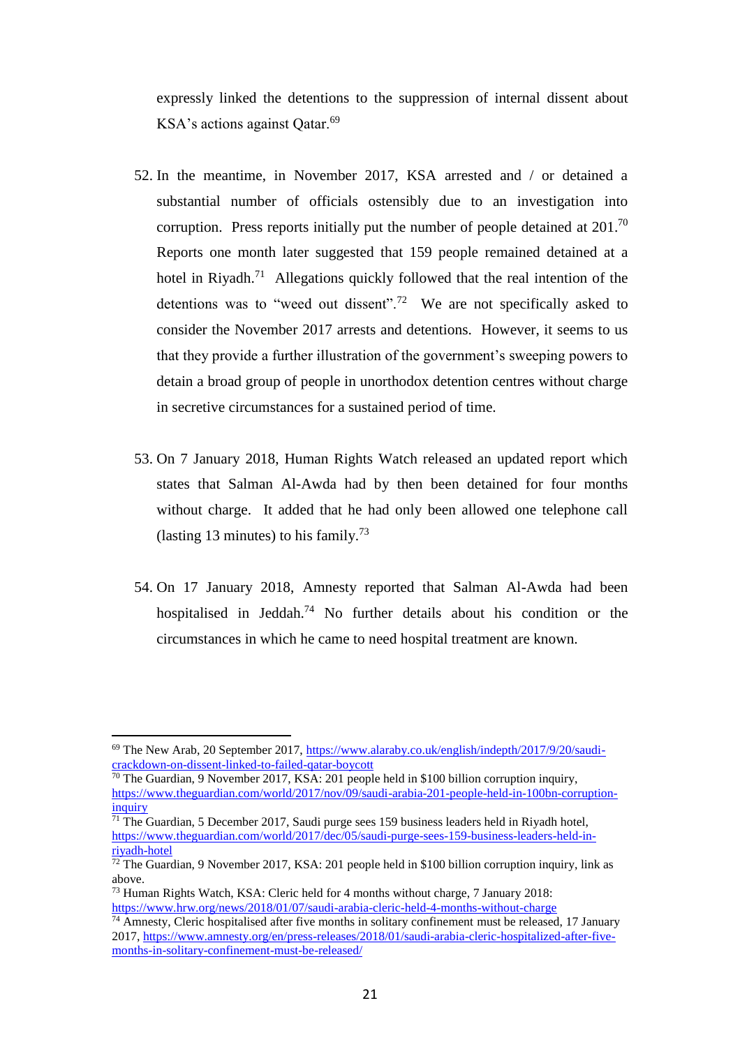expressly linked the detentions to the suppression of internal dissent about KSA's actions against Qatar.[69]

52. In the meantime, in November 2017, KSA arrested and / or detained a substantial number of officials ostensibly due to an investigation into corruption. Press reports initially put the number of people detained at 201.[70] Reports one month later suggested that 159 people remained detained at a hotel in Riyadh.[71] Allegations quickly followed that the real intention of the detentions was to "weed out dissent".[72] We are not specifically asked to consider the November 2017 arrests and detentions. However, it seems to us that they provide a further illustration of the government's sweeping powers to detain a broad group of people in unorthodox detention centres without charge in secretive circumstances for a sustained period of time.

53. On 7 January 2018, Human Rights Watch released an updated report which states that Salman Al-Awda had by then been detained for four months without charge. It added that he had only been allowed one telephone call (lasting 13 minutes) to his family.[73]

54. On 17 January 2018, Amnesty reported that Salman Al-Awda had been hospitalised in Jeddah.[74] No further details about his condition or the circumstances in which he came to need hospital treatment are known.

---

[69] The New Arab, 20 September 2017, https://www.alaraby.co.uk/english/indepth/2017/9/20/saudi-crackdown-on-dissent-linked-to-failed-qatar-boycott

[70] The Guardian, 9 November 2017, KSA: 201 people held in $100 billion corruption inquiry, https://www.theguardian.com/world/2017/nov/09/saudi-arabia-201-people-held-in-100bn-corruption-inquiry

[71] The Guardian, 5 December 2017, Saudi purge sees 159 business leaders held in Riyadh hotel, https://www.theguardian.com/world/2017/dec/05/saudi-purge-sees-159-business-leaders-held-in-riyadh-hotel

[72] The Guardian, 9 November 2017, KSA: 201 people held in $100 billion corruption inquiry, link as above.

[73] Human Rights Watch, KSA: Cleric held for 4 months without charge, 7 January 2018: https://www.hrw.org/news/2018/01/07/saudi-arabia-cleric-held-4-months-without-charge

[74] Amnesty, Cleric hospitalised after five months in solitary confinement must be released, 17 January 2017, https://www.amnesty.org/en/press-releases/2018/01/saudi-arabia-cleric-hospitalized-after-five-months-in-solitary-confinement-must-be-released/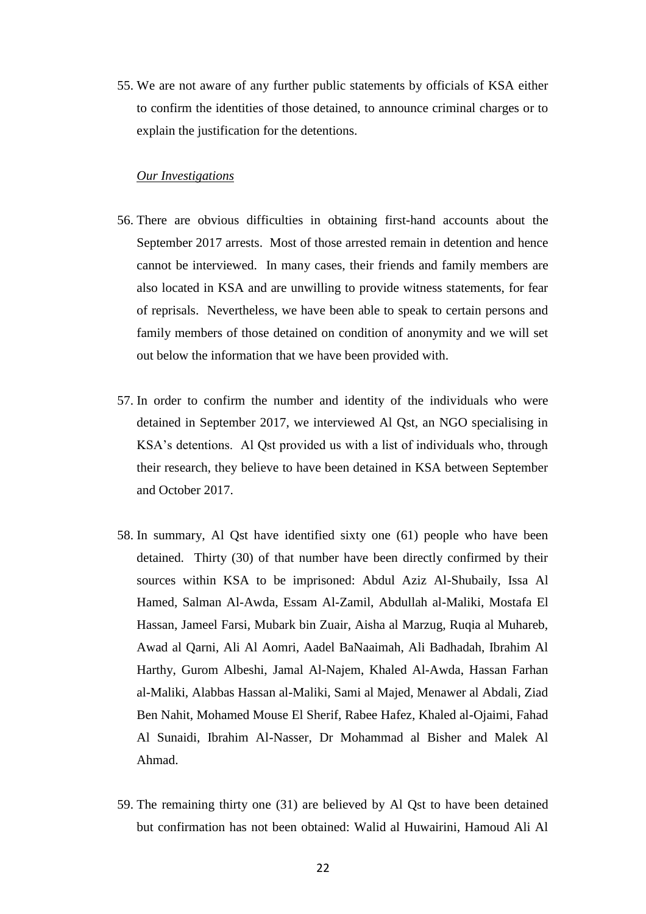55. We are not aware of any further public statements by officials of KSA either to confirm the identities of those detained, to announce criminal charges or to explain the justification for the detentions.

*Our Investigations*

56. There are obvious difficulties in obtaining first-hand accounts about the September 2017 arrests. Most of those arrested remain in detention and hence cannot be interviewed. In many cases, their friends and family members are also located in KSA and are unwilling to provide witness statements, for fear of reprisals. Nevertheless, we have been able to speak to certain persons and family members of those detained on condition of anonymity and we will set out below the information that we have been provided with.

57. In order to confirm the number and identity of the individuals who were detained in September 2017, we interviewed Al Qst, an NGO specialising in KSA's detentions. Al Qst provided us with a list of individuals who, through their research, they believe to have been detained in KSA between September and October 2017.

58. In summary, Al Qst have identified sixty one (61) people who have been detained. Thirty (30) of that number have been directly confirmed by their sources within KSA to be imprisoned: Abdul Aziz Al-Shubaily, Issa Al Hamed, Salman Al-Awda, Essam Al-Zamil, Abdullah al-Maliki, Mostafa El Hassan, Jameel Farsi, Mubark bin Zuair, Aisha al Marzug, Ruqia al Muhareb, Awad al Qarni, Ali Al Aomri, Aadel BaNaaimah, Ali Badhadah, Ibrahim Al Harthy, Gurom Albeshi, Jamal Al-Najem, Khaled Al-Awda, Hassan Farhan al-Maliki, Alabbas Hassan al-Maliki, Sami al Majed, Menawer al Abdali, Ziad Ben Nahit, Mohamed Mouse El Sherif, Rabee Hafez, Khaled al-Ojaimi, Fahad Al Sunaidi, Ibrahim Al-Nasser, Dr Mohammad al Bisher and Malek Al Ahmad.

59. The remaining thirty one (31) are believed by Al Qst to have been detained but confirmation has not been obtained: Walid al Huwairini, Hamoud Ali Al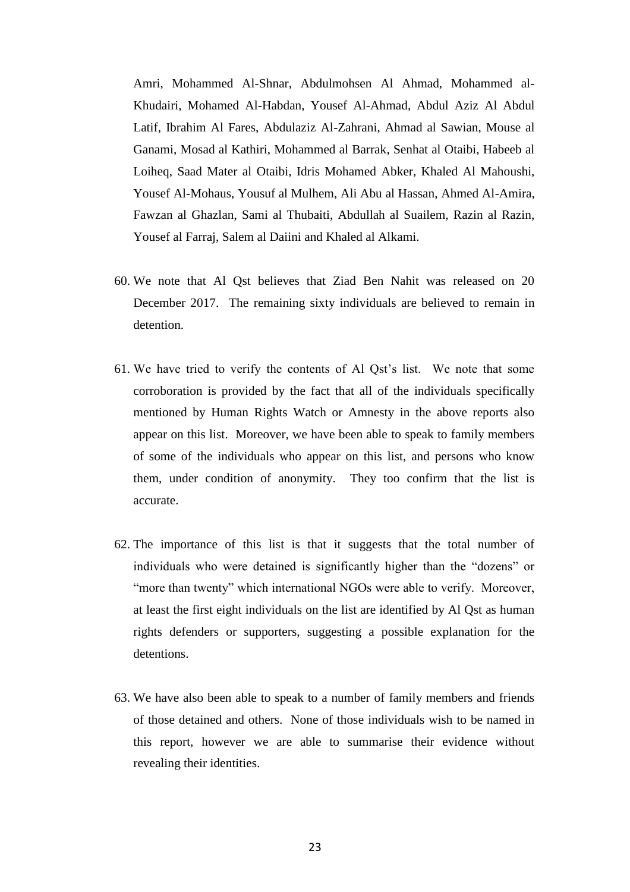Amri, Mohammed Al-Shnar, Abdulmohsen Al Ahmad, Mohammed al-Khudairi, Mohamed Al-Habdan, Yousef Al-Ahmad, Abdul Aziz Al Abdul Latif, Ibrahim Al Fares, Abdulaziz Al-Zahrani, Ahmad al Sawian, Mouse al Ganami, Mosad al Kathiri, Mohammed al Barrak, Senhat al Otaibi, Habeeb al Loiheq, Saad Mater al Otaibi, Idris Mohamed Abker, Khaled Al Mahoushi, Yousef Al-Mohaus, Yousuf al Mulhem, Ali Abu al Hassan, Ahmed Al-Amira, Fawzan al Ghazlan, Sami al Thubaiti, Abdullah al Suailem, Razin al Razin, Yousef al Farraj, Salem al Daiini and Khaled al Alkami.

60. We note that Al Qst believes that Ziad Ben Nahit was released on 20 December 2017. The remaining sixty individuals are believed to remain in detention.

61. We have tried to verify the contents of Al Qst's list. We note that some corroboration is provided by the fact that all of the individuals specifically mentioned by Human Rights Watch or Amnesty in the above reports also appear on this list. Moreover, we have been able to speak to family members of some of the individuals who appear on this list, and persons who know them, under condition of anonymity. They too confirm that the list is accurate.

62. The importance of this list is that it suggests that the total number of individuals who were detained is significantly higher than the "dozens" or "more than twenty" which international NGOs were able to verify. Moreover, at least the first eight individuals on the list are identified by Al Qst as human rights defenders or supporters, suggesting a possible explanation for the detentions.

63. We have also been able to speak to a number of family members and friends of those detained and others. None of those individuals wish to be named in this report, however we are able to summarise their evidence without revealing their identities.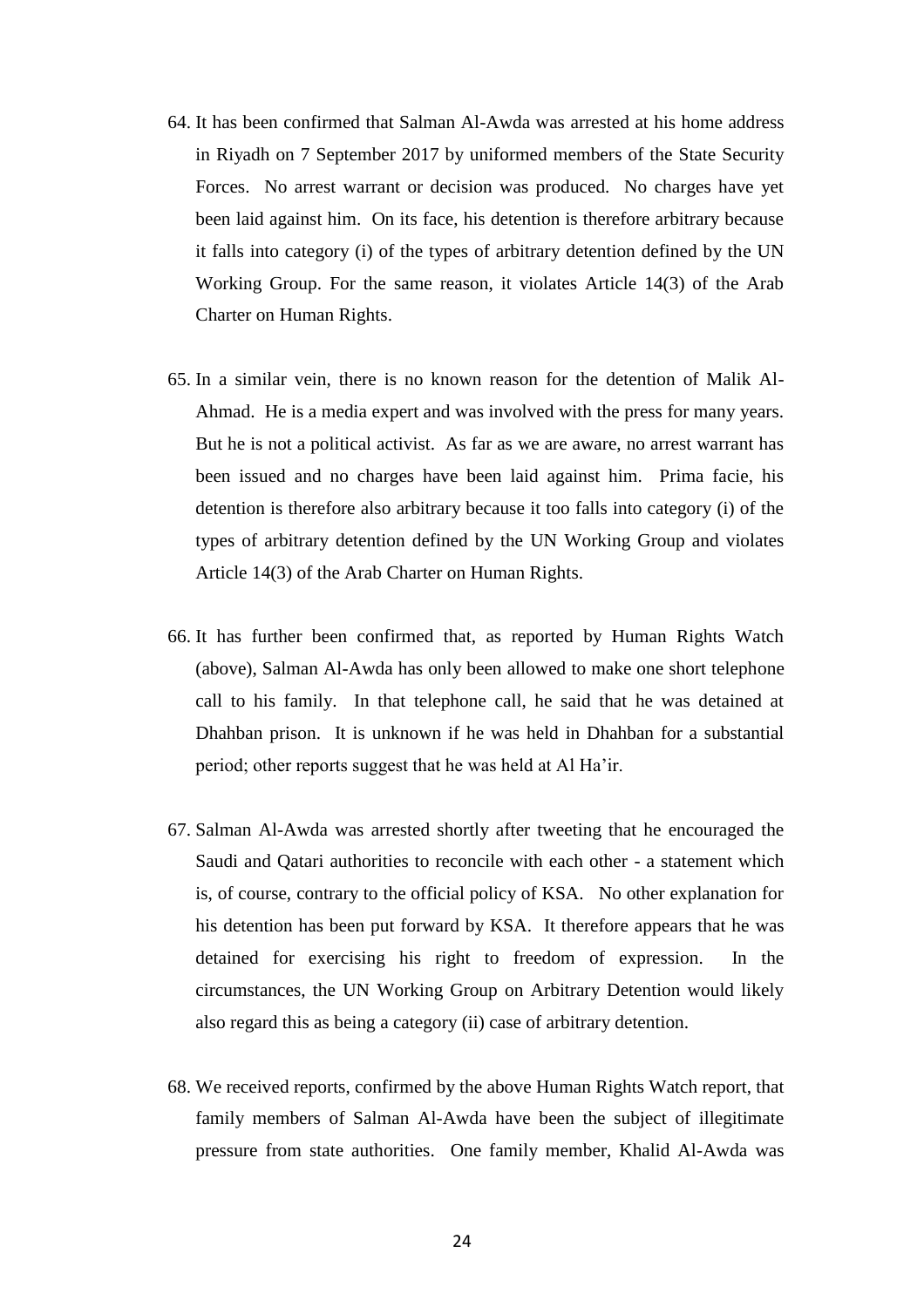64. It has been confirmed that Salman Al-Awda was arrested at his home address in Riyadh on 7 September 2017 by uniformed members of the State Security Forces. No arrest warrant or decision was produced. No charges have yet been laid against him. On its face, his detention is therefore arbitrary because it falls into category (i) of the types of arbitrary detention defined by the UN Working Group. For the same reason, it violates Article 14(3) of the Arab Charter on Human Rights.

65. In a similar vein, there is no known reason for the detention of Malik Al-Ahmad. He is a media expert and was involved with the press for many years. But he is not a political activist. As far as we are aware, no arrest warrant has been issued and no charges have been laid against him. Prima facie, his detention is therefore also arbitrary because it too falls into category (i) of the types of arbitrary detention defined by the UN Working Group and violates Article 14(3) of the Arab Charter on Human Rights.

66. It has further been confirmed that, as reported by Human Rights Watch (above), Salman Al-Awda has only been allowed to make one short telephone call to his family. In that telephone call, he said that he was detained at Dhahban prison. It is unknown if he was held in Dhahban for a substantial period; other reports suggest that he was held at Al Ha'ir.

67. Salman Al-Awda was arrested shortly after tweeting that he encouraged the Saudi and Qatari authorities to reconcile with each other - a statement which is, of course, contrary to the official policy of KSA. No other explanation for his detention has been put forward by KSA. It therefore appears that he was detained for exercising his right to freedom of expression. In the circumstances, the UN Working Group on Arbitrary Detention would likely also regard this as being a category (ii) case of arbitrary detention.

68. We received reports, confirmed by the above Human Rights Watch report, that family members of Salman Al-Awda have been the subject of illegitimate pressure from state authorities. One family member, Khalid Al-Awda was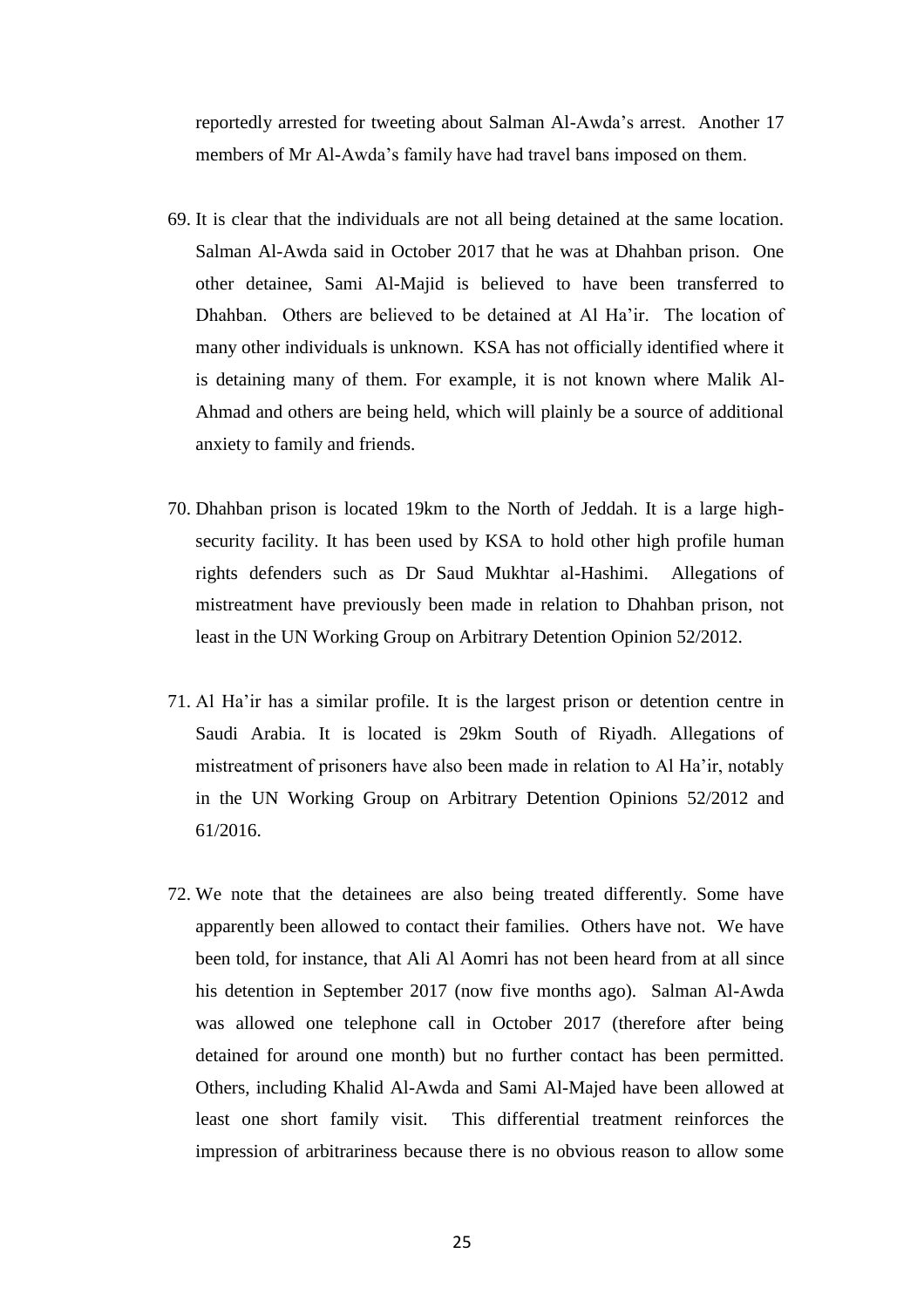reportedly arrested for tweeting about Salman Al-Awda's arrest. Another 17 members of Mr Al-Awda's family have had travel bans imposed on them.

69. It is clear that the individuals are not all being detained at the same location. Salman Al-Awda said in October 2017 that he was at Dhahban prison. One other detainee, Sami Al-Majid is believed to have been transferred to Dhahban. Others are believed to be detained at Al Ha'ir. The location of many other individuals is unknown. KSA has not officially identified where it is detaining many of them. For example, it is not known where Malik Al-Ahmad and others are being held, which will plainly be a source of additional anxiety to family and friends.

70. Dhahban prison is located 19km to the North of Jeddah. It is a large high-security facility. It has been used by KSA to hold other high profile human rights defenders such as Dr Saud Mukhtar al-Hashimi. Allegations of mistreatment have previously been made in relation to Dhahban prison, not least in the UN Working Group on Arbitrary Detention Opinion 52/2012.

71. Al Ha'ir has a similar profile. It is the largest prison or detention centre in Saudi Arabia. It is located is 29km South of Riyadh. Allegations of mistreatment of prisoners have also been made in relation to Al Ha'ir, notably in the UN Working Group on Arbitrary Detention Opinions 52/2012 and 61/2016.

72. We note that the detainees are also being treated differently. Some have apparently been allowed to contact their families. Others have not. We have been told, for instance, that Ali Al Aomri has not been heard from at all since his detention in September 2017 (now five months ago). Salman Al-Awda was allowed one telephone call in October 2017 (therefore after being detained for around one month) but no further contact has been permitted. Others, including Khalid Al-Awda and Sami Al-Majed have been allowed at least one short family visit. This differential treatment reinforces the impression of arbitrariness because there is no obvious reason to allow some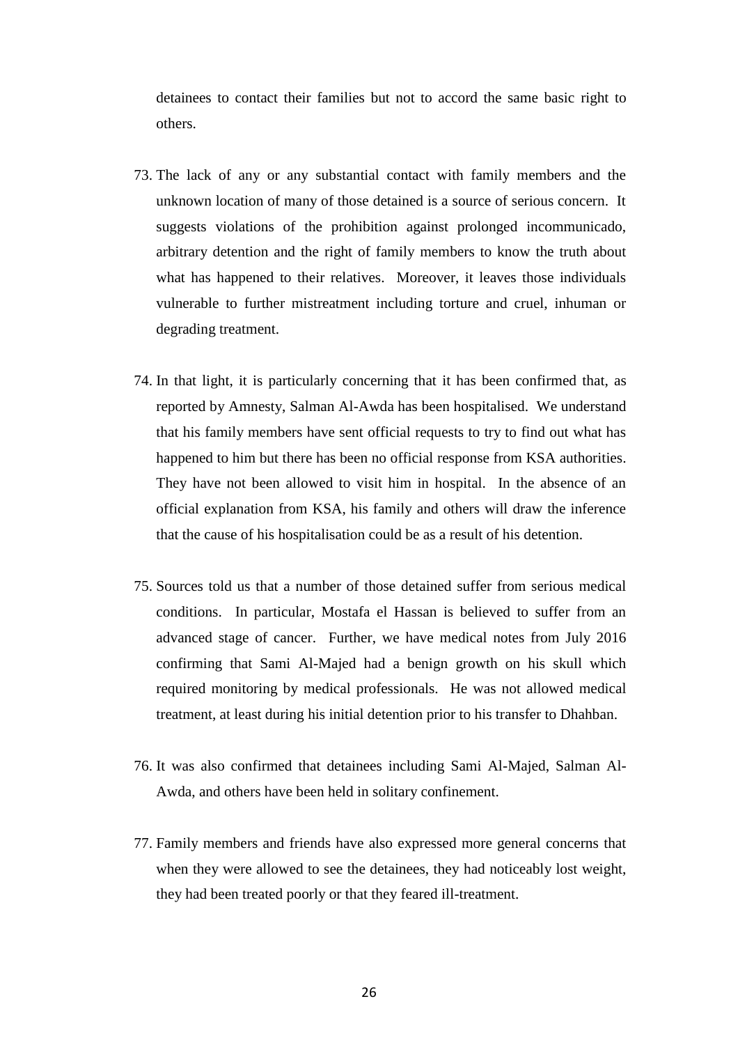detainees to contact their families but not to accord the same basic right to others.

73. The lack of any or any substantial contact with family members and the unknown location of many of those detained is a source of serious concern. It suggests violations of the prohibition against prolonged incommunicado, arbitrary detention and the right of family members to know the truth about what has happened to their relatives. Moreover, it leaves those individuals vulnerable to further mistreatment including torture and cruel, inhuman or degrading treatment.

74. In that light, it is particularly concerning that it has been confirmed that, as reported by Amnesty, Salman Al-Awda has been hospitalised. We understand that his family members have sent official requests to try to find out what has happened to him but there has been no official response from KSA authorities. They have not been allowed to visit him in hospital. In the absence of an official explanation from KSA, his family and others will draw the inference that the cause of his hospitalisation could be as a result of his detention.

75. Sources told us that a number of those detained suffer from serious medical conditions. In particular, Mostafa el Hassan is believed to suffer from an advanced stage of cancer. Further, we have medical notes from July 2016 confirming that Sami Al-Majed had a benign growth on his skull which required monitoring by medical professionals. He was not allowed medical treatment, at least during his initial detention prior to his transfer to Dhahban.

76. It was also confirmed that detainees including Sami Al-Majed, Salman Al-Awda, and others have been held in solitary confinement.

77. Family members and friends have also expressed more general concerns that when they were allowed to see the detainees, they had noticeably lost weight, they had been treated poorly or that they feared ill-treatment.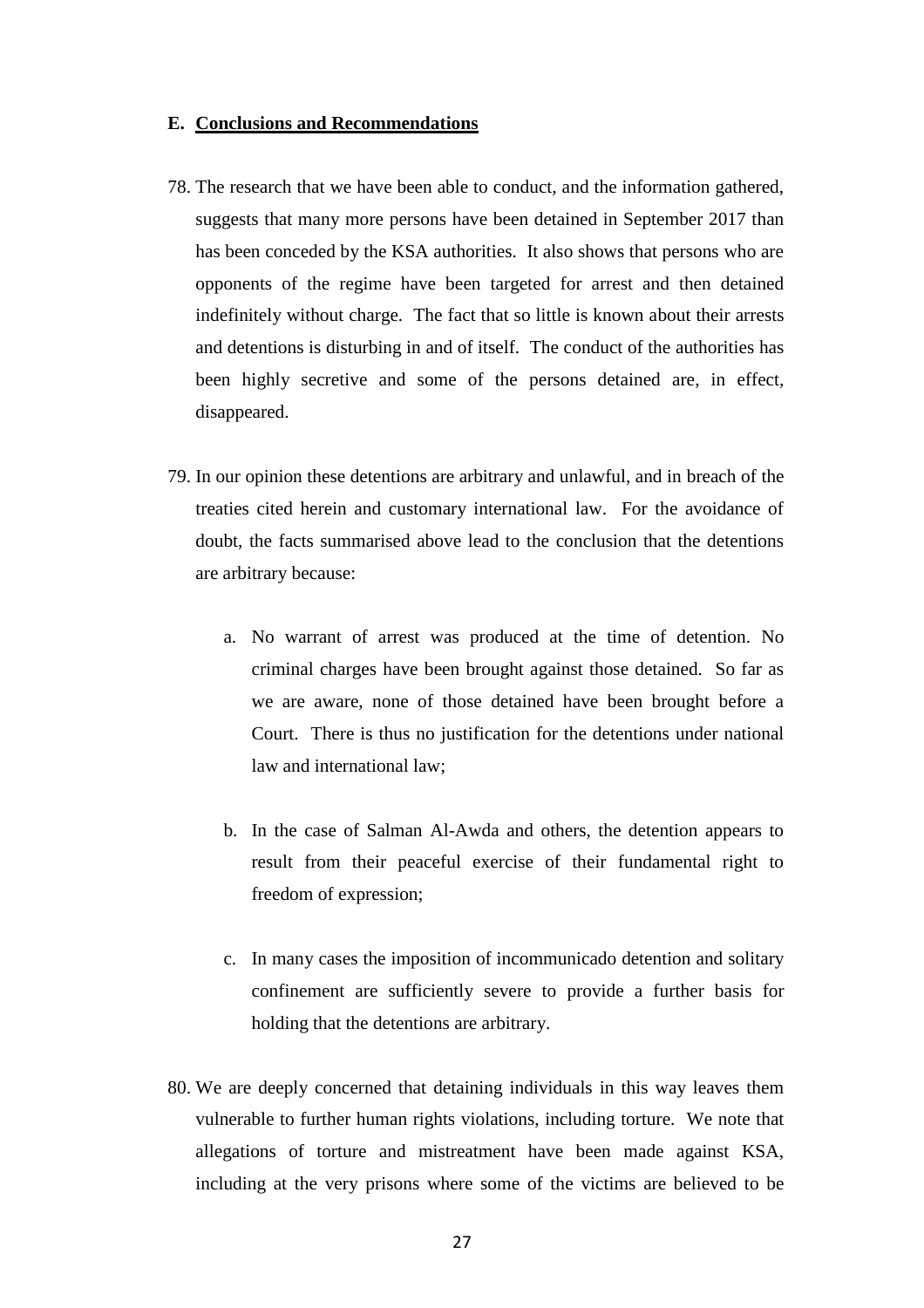## E. Conclusions and Recommendations

78. The research that we have been able to conduct, and the information gathered, suggests that many more persons have been detained in September 2017 than has been conceded by the KSA authorities. It also shows that persons who are opponents of the regime have been targeted for arrest and then detained indefinitely without charge. The fact that so little is known about their arrests and detentions is disturbing in and of itself. The conduct of the authorities has been highly secretive and some of the persons detained are, in effect, disappeared.

79. In our opinion these detentions are arbitrary and unlawful, and in breach of the treaties cited herein and customary international law. For the avoidance of doubt, the facts summarised above lead to the conclusion that the detentions are arbitrary because:

    a. No warrant of arrest was produced at the time of detention. No criminal charges have been brought against those detained. So far as we are aware, none of those detained have been brought before a Court. There is thus no justification for the detentions under national law and international law;

    b. In the case of Salman Al-Awda and others, the detention appears to result from their peaceful exercise of their fundamental right to freedom of expression;

    c. In many cases the imposition of incommunicado detention and solitary confinement are sufficiently severe to provide a further basis for holding that the detentions are arbitrary.

80. We are deeply concerned that detaining individuals in this way leaves them vulnerable to further human rights violations, including torture. We note that allegations of torture and mistreatment have been made against KSA, including at the very prisons where some of the victims are believed to be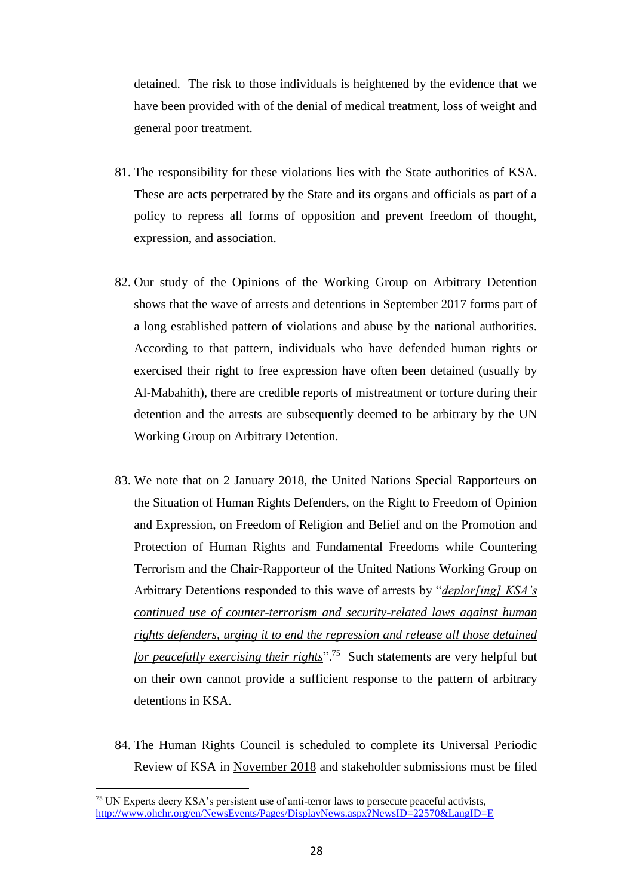detained. The risk to those individuals is heightened by the evidence that we have been provided with of the denial of medical treatment, loss of weight and general poor treatment.

81. The responsibility for these violations lies with the State authorities of KSA. These are acts perpetrated by the State and its organs and officials as part of a policy to repress all forms of opposition and prevent freedom of thought, expression, and association.

82. Our study of the Opinions of the Working Group on Arbitrary Detention shows that the wave of arrests and detentions in September 2017 forms part of a long established pattern of violations and abuse by the national authorities. According to that pattern, individuals who have defended human rights or exercised their right to free expression have often been detained (usually by Al-Mabahith), there are credible reports of mistreatment or torture during their detention and the arrests are subsequently deemed to be arbitrary by the UN Working Group on Arbitrary Detention.

83. We note that on 2 January 2018, the United Nations Special Rapporteurs on the Situation of Human Rights Defenders, on the Right to Freedom of Opinion and Expression, on Freedom of Religion and Belief and on the Promotion and Protection of Human Rights and Fundamental Freedoms while Countering Terrorism and the Chair-Rapporteur of the United Nations Working Group on Arbitrary Detentions responded to this wave of arrests by "*deplor[ing] KSA's continued use of counter-terrorism and security-related laws against human rights defenders, urging it to end the repression and release all those detained for peacefully exercising their rights*".[75] Such statements are very helpful but on their own cannot provide a sufficient response to the pattern of arbitrary detentions in KSA.

84. The Human Rights Council is scheduled to complete its Universal Periodic Review of KSA in November 2018 and stakeholder submissions must be filed

[75] UN Experts decry KSA's persistent use of anti-terror laws to persecute peaceful activists, http://www.ohchr.org/en/NewsEvents/Pages/DisplayNews.aspx?NewsID=22570&LangID=E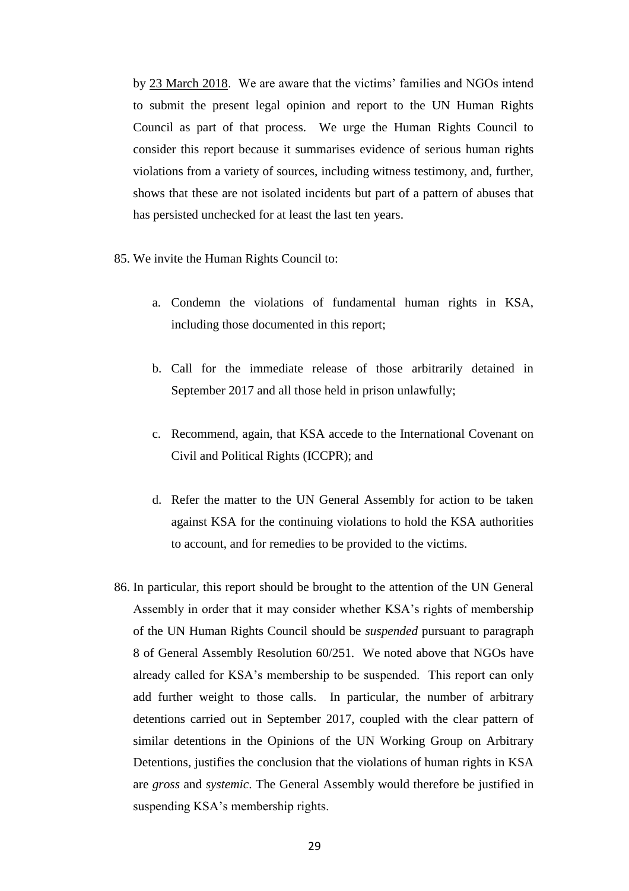by 23 March 2018. We are aware that the victims' families and NGOs intend to submit the present legal opinion and report to the UN Human Rights Council as part of that process. We urge the Human Rights Council to consider this report because it summarises evidence of serious human rights violations from a variety of sources, including witness testimony, and, further, shows that these are not isolated incidents but part of a pattern of abuses that has persisted unchecked for at least the last ten years.

85. We invite the Human Rights Council to:

    a. Condemn the violations of fundamental human rights in KSA, including those documented in this report;

    b. Call for the immediate release of those arbitrarily detained in September 2017 and all those held in prison unlawfully;

    c. Recommend, again, that KSA accede to the International Covenant on Civil and Political Rights (ICCPR); and

    d. Refer the matter to the UN General Assembly for action to be taken against KSA for the continuing violations to hold the KSA authorities to account, and for remedies to be provided to the victims.

86. In particular, this report should be brought to the attention of the UN General Assembly in order that it may consider whether KSA's rights of membership of the UN Human Rights Council should be *suspended* pursuant to paragraph 8 of General Assembly Resolution 60/251. We noted above that NGOs have already called for KSA's membership to be suspended. This report can only add further weight to those calls. In particular, the number of arbitrary detentions carried out in September 2017, coupled with the clear pattern of similar detentions in the Opinions of the UN Working Group on Arbitrary Detentions, justifies the conclusion that the violations of human rights in KSA are *gross* and *systemic*. The General Assembly would therefore be justified in suspending KSA's membership rights.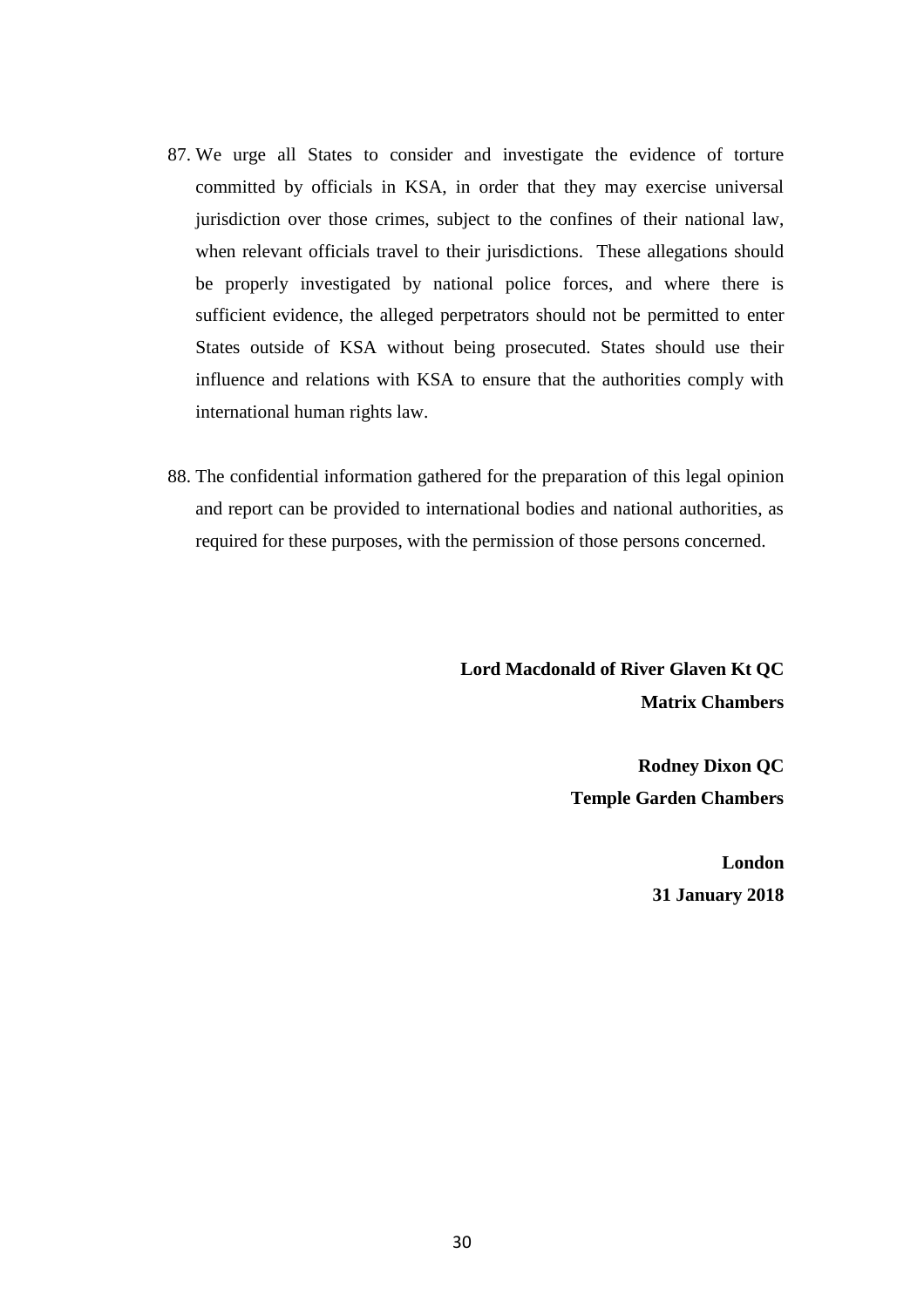87. We urge all States to consider and investigate the evidence of torture committed by officials in KSA, in order that they may exercise universal jurisdiction over those crimes, subject to the confines of their national law, when relevant officials travel to their jurisdictions. These allegations should be properly investigated by national police forces, and where there is sufficient evidence, the alleged perpetrators should not be permitted to enter States outside of KSA without being prosecuted. States should use their influence and relations with KSA to ensure that the authorities comply with international human rights law.

88. The confidential information gathered for the preparation of this legal opinion and report can be provided to international bodies and national authorities, as required for these purposes, with the permission of those persons concerned.

**Lord Macdonald of River Glaven Kt QC**
**Matrix Chambers**

**Rodney Dixon QC**
**Temple Garden Chambers**

**London**
**31 January 2018**